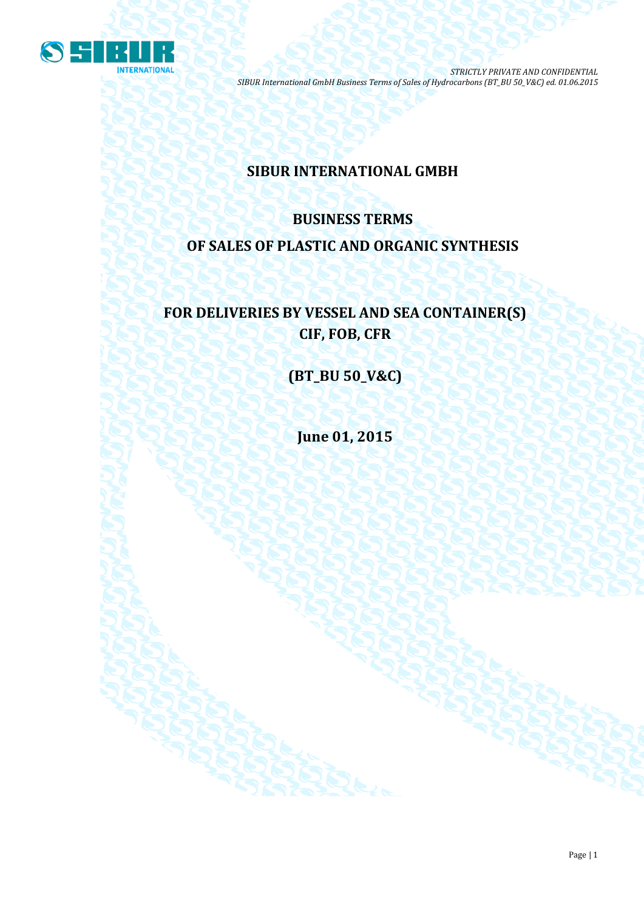# SIBUR INTERNATIONAL GMBH

## BUSINESS TERMS

## OF SALES OF PLASTIC AND ORGANIC SYNTHESIS

## FOR DELIVERIES BY VESSEL AND SEA CONTAINER(S)

## CIF, FOB, CFR

## (BT_BU 50_V&C)

## June 01, 2015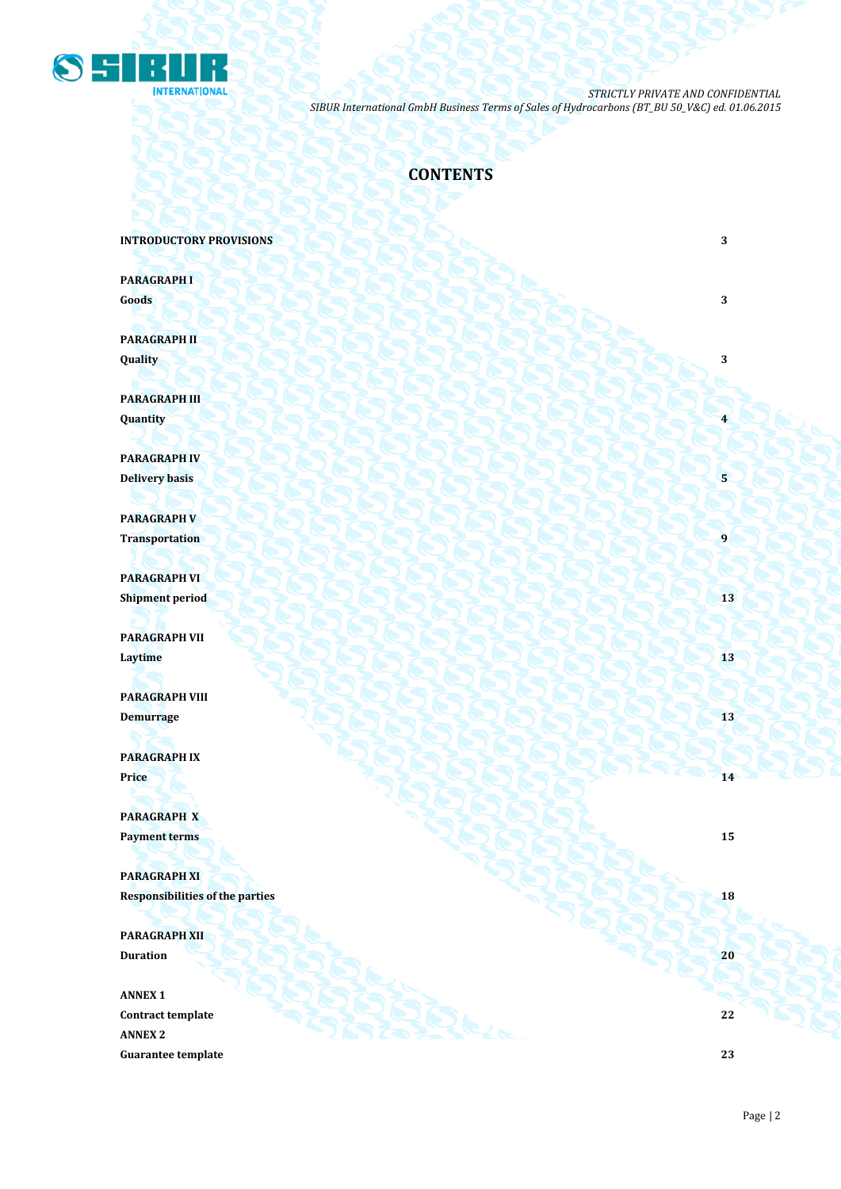# CONTENTS

| | |
|---|---|
| **INTRODUCTORY PROVISIONS** | **3** |
| **PARAGRAPH I**<br>**Goods** | **3** |
| **PARAGRAPH II**<br>**Quality** | **3** |
| **PARAGRAPH III**<br>**Quantity** | **4** |
| **PARAGRAPH IV**<br>**Delivery basis** | **5** |
| **PARAGRAPH V**<br>**Transportation** | **9** |
| **PARAGRAPH VI**<br>**Shipment period** | **13** |
| **PARAGRAPH VII**<br>**Laytime** | **13** |
| **PARAGRAPH VIII**<br>**Demurrage** | **13** |
| **PARAGRAPH IX**<br>**Price** | **14** |
| **PARAGRAPH X**<br>**Payment terms** | **15** |
| **PARAGRAPH XI**<br>**Responsibilities of the parties** | **18** |
| **PARAGRAPH XII**<br>**Duration** | **20** |
| **ANNEX 1**<br>**Contract template** | **22** |
| **ANNEX 2**<br>**Guarantee template** | **23** |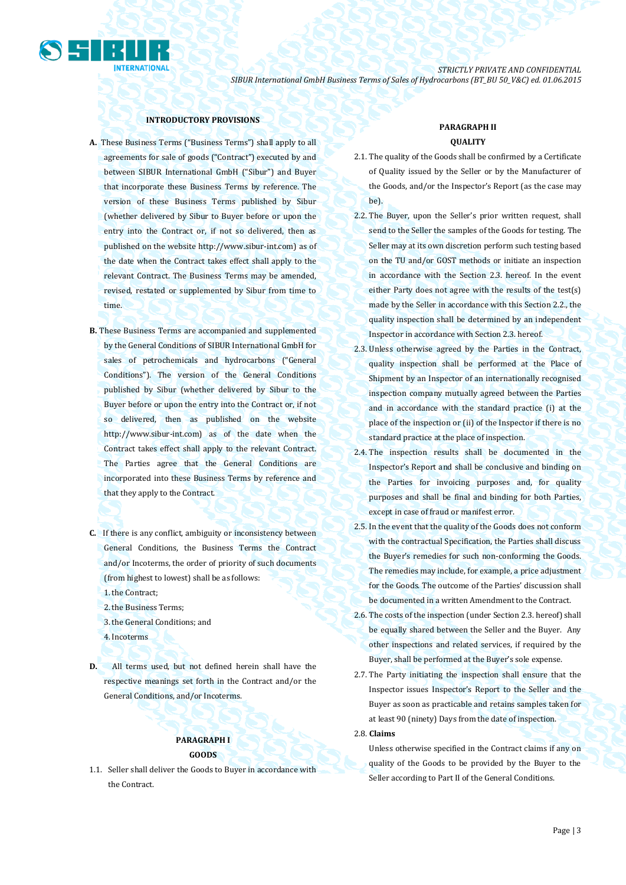**INTRODUCTORY PROVISIONS**

**A.** These Business Terms ("Business Terms") shall apply to all agreements for sale of goods ("Contract") executed by and between SIBUR International GmbH ("Sibur") and Buyer that incorporate these Business Terms by reference. The version of these Business Terms published by Sibur (whether delivered by Sibur to Buyer before or upon the entry into the Contract or, if not so delivered, then as published on the website http://www.sibur-int.com) as of the date when the Contract takes effect shall apply to the relevant Contract. The Business Terms may be amended, revised, restated or supplemented by Sibur from time to time.

**B.** These Business Terms are accompanied and supplemented by the General Conditions of SIBUR International GmbH for sales of petrochemicals and hydrocarbons ("General Conditions"). The version of the General Conditions published by Sibur (whether delivered by Sibur to the Buyer before or upon the entry into the Contract or, if not so delivered, then as published on the website http://www.sibur-int.com) as of the date when the Contract takes effect shall apply to the relevant Contract. The Parties agree that the General Conditions are incorporated into these Business Terms by reference and that they apply to the Contract.

**C.** If there is any conflict, ambiguity or inconsistency between General Conditions, the Business Terms the Contract and/or Incoterms, the order of priority of such documents (from highest to lowest) shall be as follows:

1. the Contract;
2. the Business Terms;
3. the General Conditions; and
4. Incoterms

**D.** All terms used, but not defined herein shall have the respective meanings set forth in the Contract and/or the General Conditions, and/or Incoterms.

**PARAGRAPH I**

**GOODS**

1.1. Seller shall deliver the Goods to Buyer in accordance with the Contract.

**PARAGRAPH II**

**QUALITY**

2.1. The quality of the Goods shall be confirmed by a Certificate of Quality issued by the Seller or by the Manufacturer of the Goods, and/or the Inspector's Report (as the case may be).

2.2. The Buyer, upon the Seller's prior written request, shall send to the Seller the samples of the Goods for testing. The Seller may at its own discretion perform such testing based on the TU and/or GOST methods or initiate an inspection in accordance with the Section 2.3. hereof. In the event either Party does not agree with the results of the test(s) made by the Seller in accordance with this Section 2.2., the quality inspection shall be determined by an independent Inspector in accordance with Section 2.3. hereof.

2.3. Unless otherwise agreed by the Parties in the Contract, quality inspection shall be performed at the Place of Shipment by an Inspector of an internationally recognised inspection company mutually agreed between the Parties and in accordance with the standard practice (i) at the place of the inspection or (ii) of the Inspector if there is no standard practice at the place of inspection.

2.4. The inspection results shall be documented in the Inspector's Report and shall be conclusive and binding on the Parties for invoicing purposes and, for quality purposes and shall be final and binding for both Parties, except in case of fraud or manifest error.

2.5. In the event that the quality of the Goods does not conform with the contractual Specification, the Parties shall discuss the Buyer's remedies for such non-conforming the Goods. The remedies may include, for example, a price adjustment for the Goods. The outcome of the Parties' discussion shall be documented in a written Amendment to the Contract.

2.6. The costs of the inspection (under Section 2.3. hereof) shall be equally shared between the Seller and the Buyer. Any other inspections and related services, if required by the Buyer, shall be performed at the Buyer's sole expense.

2.7. The Party initiating the inspection shall ensure that the Inspector issues Inspector's Report to the Seller and the Buyer as soon as practicable and retains samples taken for at least 90 (ninety) Days from the date of inspection.

2.8. **Claims**

Unless otherwise specified in the Contract claims if any on quality of the Goods to be provided by the Buyer to the Seller according to Part II of the General Conditions.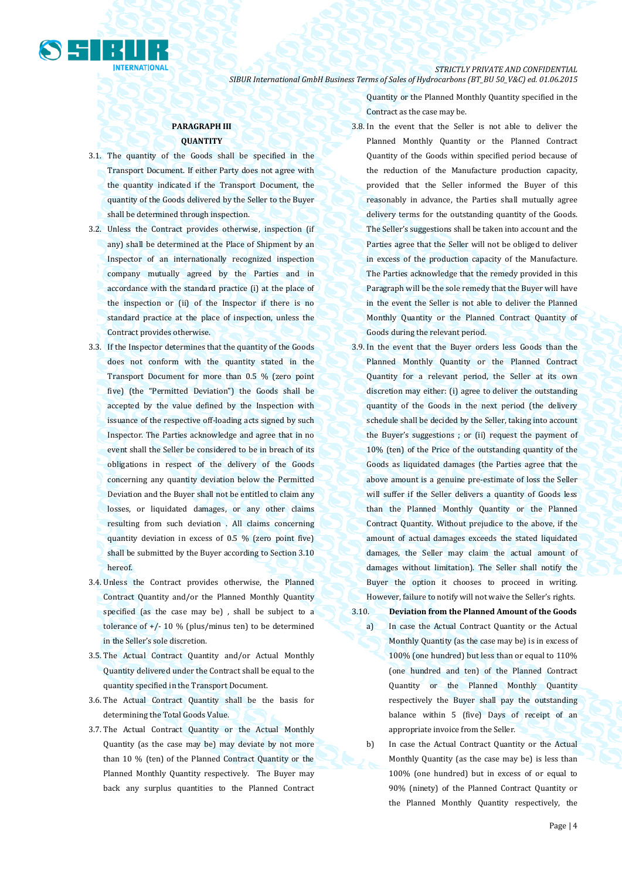## PARAGRAPH III

## QUANTITY

3.1. The quantity of the Goods shall be specified in the Transport Document. If either Party does not agree with the quantity indicated if the Transport Document, the quantity of the Goods delivered by the Seller to the Buyer shall be determined through inspection.

3.2. Unless the Contract provides otherwise, inspection (if any) shall be determined at the Place of Shipment by an Inspector of an internationally recognized inspection company mutually agreed by the Parties and in accordance with the standard practice (i) at the place of the inspection or (ii) of the Inspector if there is no standard practice at the place of inspection, unless the Contract provides otherwise.

3.3. If the Inspector determines that the quantity of the Goods does not conform with the quantity stated in the Transport Document for more than 0.5 % (zero point five) (the "Permitted Deviation") the Goods shall be accepted by the value defined by the Inspection with issuance of the respective off-loading acts signed by such Inspector. The Parties acknowledge and agree that in no event shall the Seller be considered to be in breach of its obligations in respect of the delivery of the Goods concerning any quantity deviation below the Permitted Deviation and the Buyer shall not be entitled to claim any losses, or liquidated damages, or any other claims resulting from such deviation . All claims concerning quantity deviation in excess of 0.5 % (zero point five) shall be submitted by the Buyer according to Section 3.10 hereof.

3.4. Unless the Contract provides otherwise, the Planned Contract Quantity and/or the Planned Monthly Quantity specified (as the case may be) , shall be subject to a tolerance of +/- 10 % (plus/minus ten) to be determined in the Seller's sole discretion.

3.5. The Actual Contract Quantity and/or Actual Monthly Quantity delivered under the Contract shall be equal to the quantity specified in the Transport Document.

3.6. The Actual Contract Quantity shall be the basis for determining the Total Goods Value.

3.7. The Actual Contract Quantity or the Actual Monthly Quantity (as the case may be) may deviate by not more than 10 % (ten) of the Planned Contract Quantity or the Planned Monthly Quantity respectively. The Buyer may back any surplus quantities to the Planned Contract Quantity or the Planned Monthly Quantity specified in the Contract as the case may be.

3.8. In the event that the Seller is not able to deliver the Planned Monthly Quantity or the Planned Contract Quantity of the Goods within specified period because of the reduction of the Manufacture production capacity, provided that the Seller informed the Buyer of this reasonably in advance, the Parties shall mutually agree delivery terms for the outstanding quantity of the Goods. The Seller's suggestions shall be taken into account and the Parties agree that the Seller will not be obliged to deliver in excess of the production capacity of the Manufacture. The Parties acknowledge that the remedy provided in this Paragraph will be the sole remedy that the Buyer will have in the event the Seller is not able to deliver the Planned Monthly Quantity or the Planned Contract Quantity of Goods during the relevant period.

3.9. In the event that the Buyer orders less Goods than the Planned Monthly Quantity or the Planned Contract Quantity for a relevant period, the Seller at its own discretion may either: (i) agree to deliver the outstanding quantity of the Goods in the next period (the delivery schedule shall be decided by the Seller, taking into account the Buyer's suggestions ; or (ii) request the payment of 10% (ten) of the Price of the outstanding quantity of the Goods as liquidated damages (the Parties agree that the above amount is a genuine pre-estimate of loss the Seller will suffer if the Seller delivers a quantity of Goods less than the Planned Monthly Quantity or the Planned Contract Quantity. Without prejudice to the above, if the amount of actual damages exceeds the stated liquidated damages, the Seller may claim the actual amount of damages without limitation). The Seller shall notify the Buyer the option it chooses to proceed in writing. However, failure to notify will not waive the Seller's rights.

3.10. **Deviation from the Planned Amount of the Goods**

a) In case the Actual Contract Quantity or the Actual Monthly Quantity (as the case may be) is in excess of 100% (one hundred) but less than or equal to 110% (one hundred and ten) of the Planned Contract Quantity or the Planned Monthly Quantity respectively the Buyer shall pay the outstanding balance within 5 (five) Days of receipt of an appropriate invoice from the Seller.

b) In case the Actual Contract Quantity or the Actual Monthly Quantity (as the case may be) is less than 100% (one hundred) but in excess of or equal to 90% (ninety) of the Planned Contract Quantity or the Planned Monthly Quantity respectively, the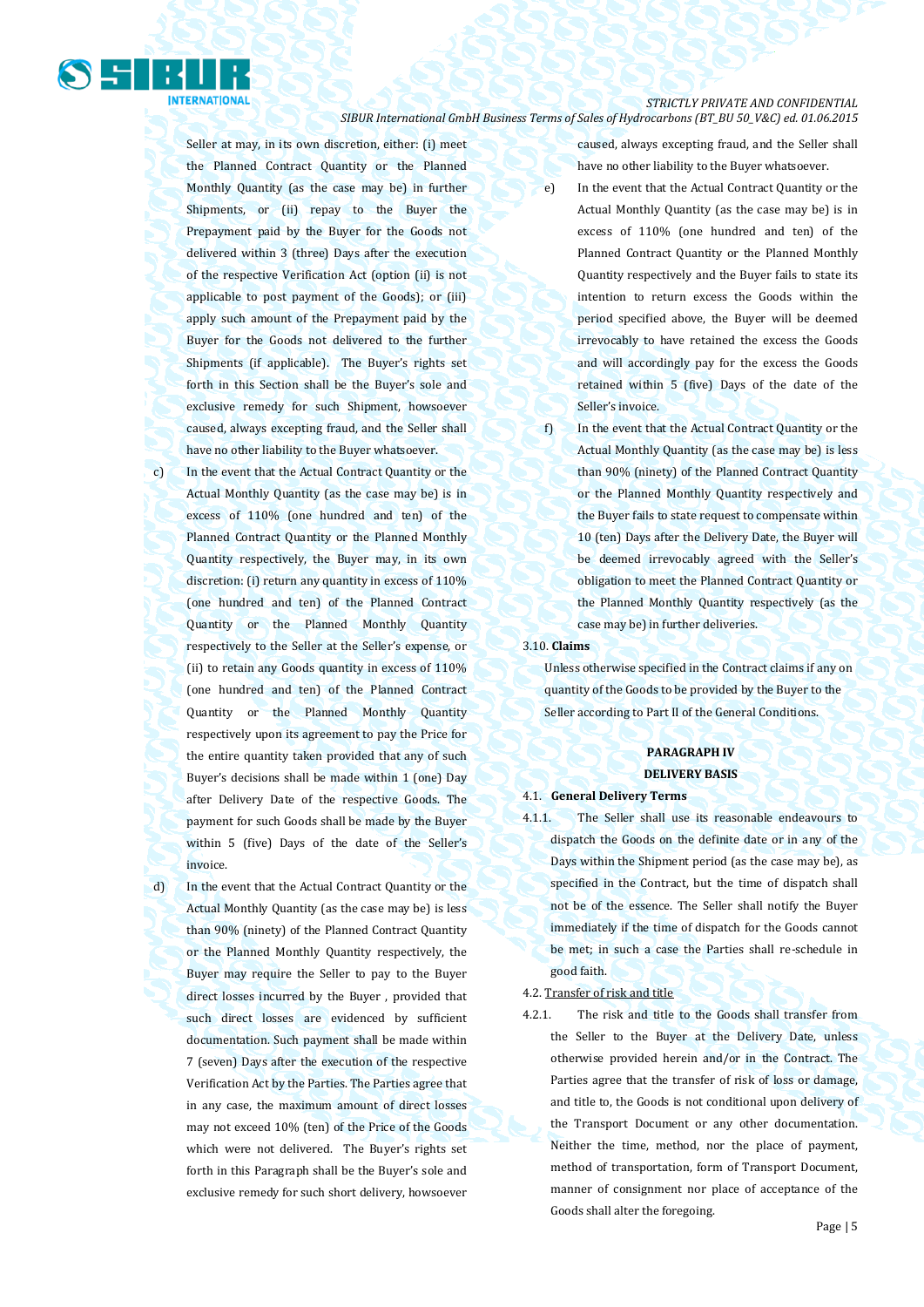Seller at may, in its own discretion, either: (i) meet the Planned Contract Quantity or the Planned Monthly Quantity (as the case may be) in further Shipments, or (ii) repay to the Buyer the Prepayment paid by the Buyer for the Goods not delivered within 3 (three) Days after the execution of the respective Verification Act (option (ii) is not applicable to post payment of the Goods); or (iii) apply such amount of the Prepayment paid by the Buyer for the Goods not delivered to the further Shipments (if applicable). The Buyer's rights set forth in this Section shall be the Buyer's sole and exclusive remedy for such Shipment, howsoever caused, always excepting fraud, and the Seller shall have no other liability to the Buyer whatsoever.

c) In the event that the Actual Contract Quantity or the Actual Monthly Quantity (as the case may be) is in excess of 110% (one hundred and ten) of the Planned Contract Quantity or the Planned Monthly Quantity respectively, the Buyer may, in its own discretion: (i) return any quantity in excess of 110% (one hundred and ten) of the Planned Contract Quantity or the Planned Monthly Quantity respectively to the Seller at the Seller's expense, or (ii) to retain any Goods quantity in excess of 110% (one hundred and ten) of the Planned Contract Quantity or the Planned Monthly Quantity respectively upon its agreement to pay the Price for the entire quantity taken provided that any of such Buyer's decisions shall be made within 1 (one) Day after Delivery Date of the respective Goods. The payment for such Goods shall be made by the Buyer within 5 (five) Days of the date of the Seller's invoice.

d) In the event that the Actual Contract Quantity or the Actual Monthly Quantity (as the case may be) is less than 90% (ninety) of the Planned Contract Quantity or the Planned Monthly Quantity respectively, the Buyer may require the Seller to pay to the Buyer direct losses incurred by the Buyer , provided that such direct losses are evidenced by sufficient documentation. Such payment shall be made within 7 (seven) Days after the execution of the respective Verification Act by the Parties. The Parties agree that in any case, the maximum amount of direct losses may not exceed 10% (ten) of the Price of the Goods which were not delivered. The Buyer's rights set forth in this Paragraph shall be the Buyer's sole and exclusive remedy for such short delivery, howsoever caused, always excepting fraud, and the Seller shall have no other liability to the Buyer whatsoever.

e) In the event that the Actual Contract Quantity or the Actual Monthly Quantity (as the case may be) is in excess of 110% (one hundred and ten) of the Planned Contract Quantity or the Planned Monthly Quantity respectively and the Buyer fails to state its intention to return excess the Goods within the period specified above, the Buyer will be deemed irrevocably to have retained the excess the Goods and will accordingly pay for the excess the Goods retained within 5 (five) Days of the date of the Seller's invoice.

f) In the event that the Actual Contract Quantity or the Actual Monthly Quantity (as the case may be) is less than 90% (ninety) of the Planned Contract Quantity or the Planned Monthly Quantity respectively and the Buyer fails to state request to compensate within 10 (ten) Days after the Delivery Date, the Buyer will be deemed irrevocably agreed with the Seller's obligation to meet the Planned Contract Quantity or the Planned Monthly Quantity respectively (as the case may be) in further deliveries.

3.10. **Claims**

Unless otherwise specified in the Contract claims if any on quantity of the Goods to be provided by the Buyer to the Seller according to Part II of the General Conditions.

## PARAGRAPH IV
## DELIVERY BASIS

4.1. **General Delivery Terms**

4.1.1. The Seller shall use its reasonable endeavours to dispatch the Goods on the definite date or in any of the Days within the Shipment period (as the case may be), as specified in the Contract, but the time of dispatch shall not be of the essence. The Seller shall notify the Buyer immediately if the time of dispatch for the Goods cannot be met; in such a case the Parties shall re-schedule in good faith.

4.2. Transfer of risk and title

4.2.1. The risk and title to the Goods shall transfer from the Seller to the Buyer at the Delivery Date, unless otherwise provided herein and/or in the Contract. The Parties agree that the transfer of risk of loss or damage, and title to, the Goods is not conditional upon delivery of the Transport Document or any other documentation. Neither the time, method, nor the place of payment, method of transportation, form of Transport Document, manner of consignment nor place of acceptance of the Goods shall alter the foregoing.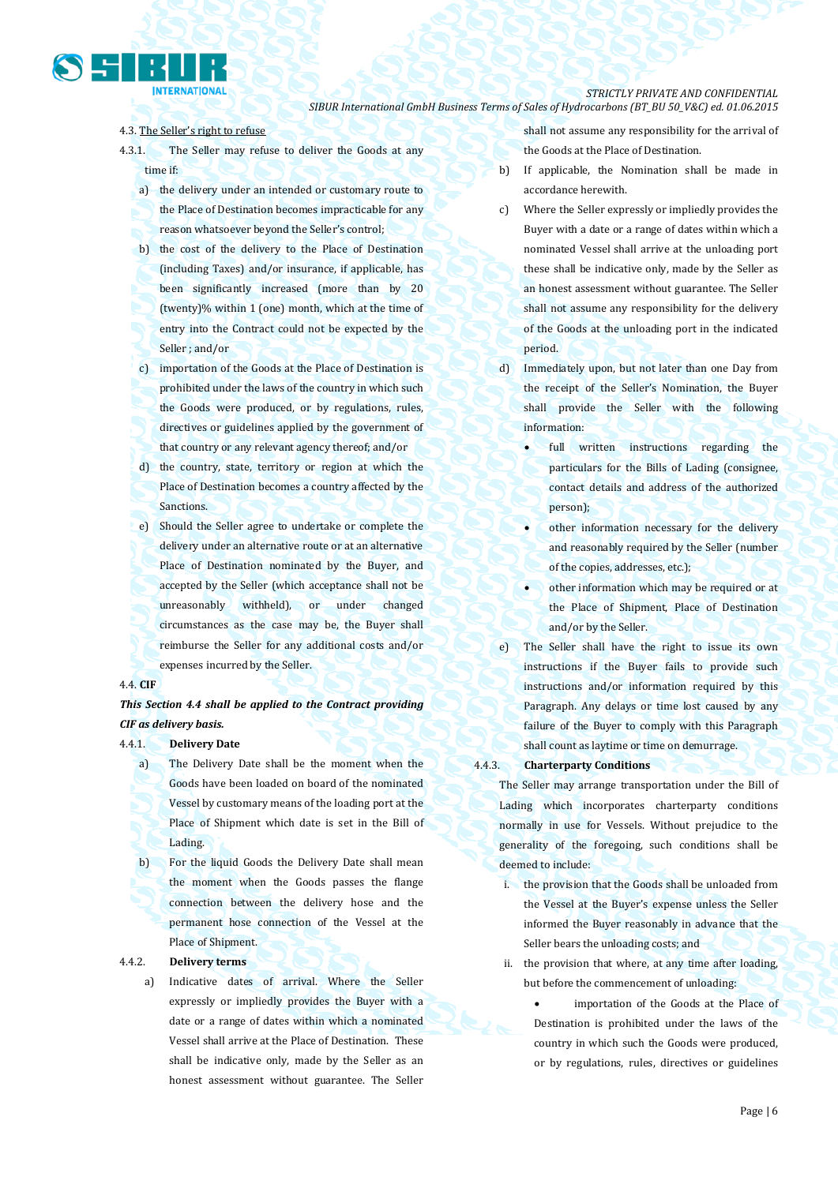4.3. The Seller's right to refuse

4.3.1. The Seller may refuse to deliver the Goods at any time if:

a) the delivery under an intended or customary route to the Place of Destination becomes impracticable for any reason whatsoever beyond the Seller's control;

b) the cost of the delivery to the Place of Destination (including Taxes) and/or insurance, if applicable, has been significantly increased (more than by 20 (twenty)% within 1 (one) month, which at the time of entry into the Contract could not be expected by the Seller ; and/or

c) importation of the Goods at the Place of Destination is prohibited under the laws of the country in which such the Goods were produced, or by regulations, rules, directives or guidelines applied by the government of that country or any relevant agency thereof; and/or

d) the country, state, territory or region at which the Place of Destination becomes a country affected by the Sanctions.

e) Should the Seller agree to undertake or complete the delivery under an alternative route or at an alternative Place of Destination nominated by the Buyer, and accepted by the Seller (which acceptance shall not be unreasonably withheld), or under changed circumstances as the case may be, the Buyer shall reimburse the Seller for any additional costs and/or expenses incurred by the Seller.

4.4. **CIF**

***This Section 4.4 shall be applied to the Contract providing CIF as delivery basis.***

4.4.1. **Delivery Date**

a) The Delivery Date shall be the moment when the Goods have been loaded on board of the nominated Vessel by customary means of the loading port at the Place of Shipment which date is set in the Bill of Lading.

b) For the liquid Goods the Delivery Date shall mean the moment when the Goods passes the flange connection between the delivery hose and the permanent hose connection of the Vessel at the Place of Shipment.

4.4.2. **Delivery terms**

a) Indicative dates of arrival. Where the Seller expressly or impliedly provides the Buyer with a date or a range of dates within which a nominated Vessel shall arrive at the Place of Destination. These shall be indicative only, made by the Seller as an honest assessment without guarantee. The Seller shall not assume any responsibility for the arrival of the Goods at the Place of Destination.

b) If applicable, the Nomination shall be made in accordance herewith.

c) Where the Seller expressly or impliedly provides the Buyer with a date or a range of dates within which a nominated Vessel shall arrive at the unloading port these shall be indicative only, made by the Seller as an honest assessment without guarantee. The Seller shall not assume any responsibility for the delivery of the Goods at the unloading port in the indicated period.

d) Immediately upon, but not later than one Day from the receipt of the Seller's Nomination, the Buyer shall provide the Seller with the following information:

- full written instructions regarding the particulars for the Bills of Lading (consignee, contact details and address of the authorized person);
- other information necessary for the delivery and reasonably required by the Seller (number of the copies, addresses, etc.);
- other information which may be required or at the Place of Shipment, Place of Destination and/or by the Seller.

e) The Seller shall have the right to issue its own instructions if the Buyer fails to provide such instructions and/or information required by this Paragraph. Any delays or time lost caused by any failure of the Buyer to comply with this Paragraph shall count as laytime or time on demurrage.

4.4.3. **Charterparty Conditions**

The Seller may arrange transportation under the Bill of Lading which incorporates charterparty conditions normally in use for Vessels. Without prejudice to the generality of the foregoing, such conditions shall be deemed to include:

i. the provision that the Goods shall be unloaded from the Vessel at the Buyer's expense unless the Seller informed the Buyer reasonably in advance that the Seller bears the unloading costs; and

ii. the provision that where, at any time after loading, but before the commencement of unloading:

- importation of the Goods at the Place of Destination is prohibited under the laws of the country in which such the Goods were produced, or by regulations, rules, directives or guidelines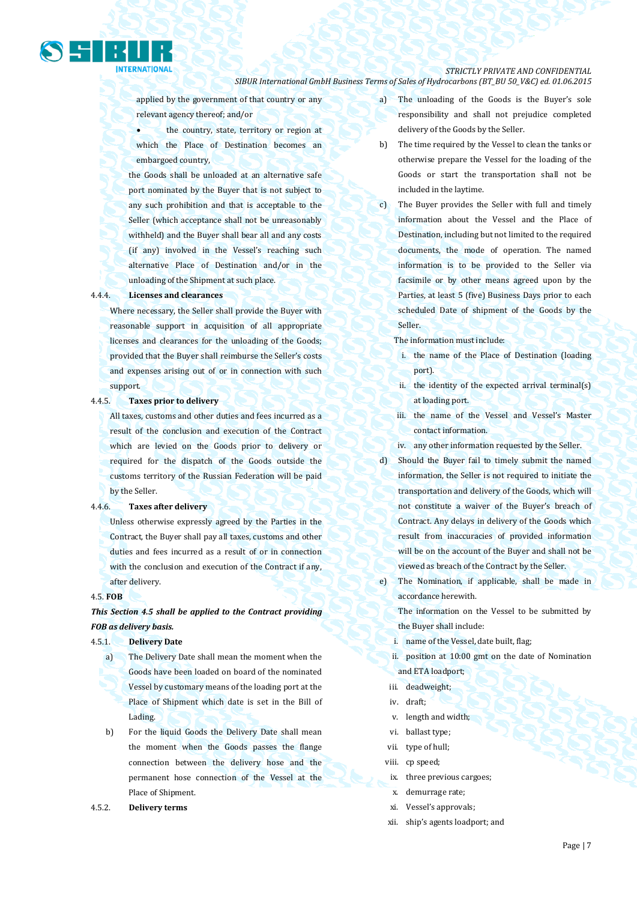applied by the government of that country or any relevant agency thereof; and/or

- the country, state, territory or region at which the Place of Destination becomes an embargoed country,

the Goods shall be unloaded at an alternative safe port nominated by the Buyer that is not subject to any such prohibition and that is acceptable to the Seller (which acceptance shall not be unreasonably withheld) and the Buyer shall bear all and any costs (if any) involved in the Vessel's reaching such alternative Place of Destination and/or in the unloading of the Shipment at such place.

4.4.4. **Licenses and clearances**

Where necessary, the Seller shall provide the Buyer with reasonable support in acquisition of all appropriate licenses and clearances for the unloading of the Goods; provided that the Buyer shall reimburse the Seller's costs and expenses arising out of or in connection with such support.

4.4.5. **Taxes prior to delivery**

All taxes, customs and other duties and fees incurred as a result of the conclusion and execution of the Contract which are levied on the Goods prior to delivery or required for the dispatch of the Goods outside the customs territory of the Russian Federation will be paid by the Seller.

4.4.6. **Taxes after delivery**

Unless otherwise expressly agreed by the Parties in the Contract, the Buyer shall pay all taxes, customs and other duties and fees incurred as a result of or in connection with the conclusion and execution of the Contract if any, after delivery.

4.5. **FOB**

***This Section 4.5 shall be applied to the Contract providing FOB as delivery basis.***

4.5.1. **Delivery Date**

a) The Delivery Date shall mean the moment when the Goods have been loaded on board of the nominated Vessel by customary means of the loading port at the Place of Shipment which date is set in the Bill of Lading.

b) For the liquid Goods the Delivery Date shall mean the moment when the Goods passes the flange connection between the delivery hose and the permanent hose connection of the Vessel at the Place of Shipment.

4.5.2. **Delivery terms**

a) The unloading of the Goods is the Buyer's sole responsibility and shall not prejudice completed delivery of the Goods by the Seller.

b) The time required by the Vessel to clean the tanks or otherwise prepare the Vessel for the loading of the Goods or start the transportation shall not be included in the laytime.

c) The Buyer provides the Seller with full and timely information about the Vessel and the Place of Destination, including but not limited to the required documents, the mode of operation. The named information is to be provided to the Seller via facsimile or by other means agreed upon by the Parties, at least 5 (five) Business Days prior to each scheduled Date of shipment of the Goods by the Seller.

The information must include:

i. the name of the Place of Destination (loading port).
ii. the identity of the expected arrival terminal(s) at loading port.
iii. the name of the Vessel and Vessel's Master contact information.
iv. any other information requested by the Seller.

d) Should the Buyer fail to timely submit the named information, the Seller is not required to initiate the transportation and delivery of the Goods, which will not constitute a waiver of the Buyer's breach of Contract. Any delays in delivery of the Goods which result from inaccuracies of provided information will be on the account of the Buyer and shall not be viewed as breach of the Contract by the Seller.

e) The Nomination, if applicable, shall be made in accordance herewith.

The information on the Vessel to be submitted by the Buyer shall include:

i. name of the Vessel, date built, flag;
ii. position at 10:00 gmt on the date of Nomination and ETA loadport;
iii. deadweight;
iv. draft;
v. length and width;
vi. ballast type;
vii. type of hull;
viii. cp speed;
ix. three previous cargoes;
x. demurrage rate;
xi. Vessel's approvals;
xii. ship's agents loadport; and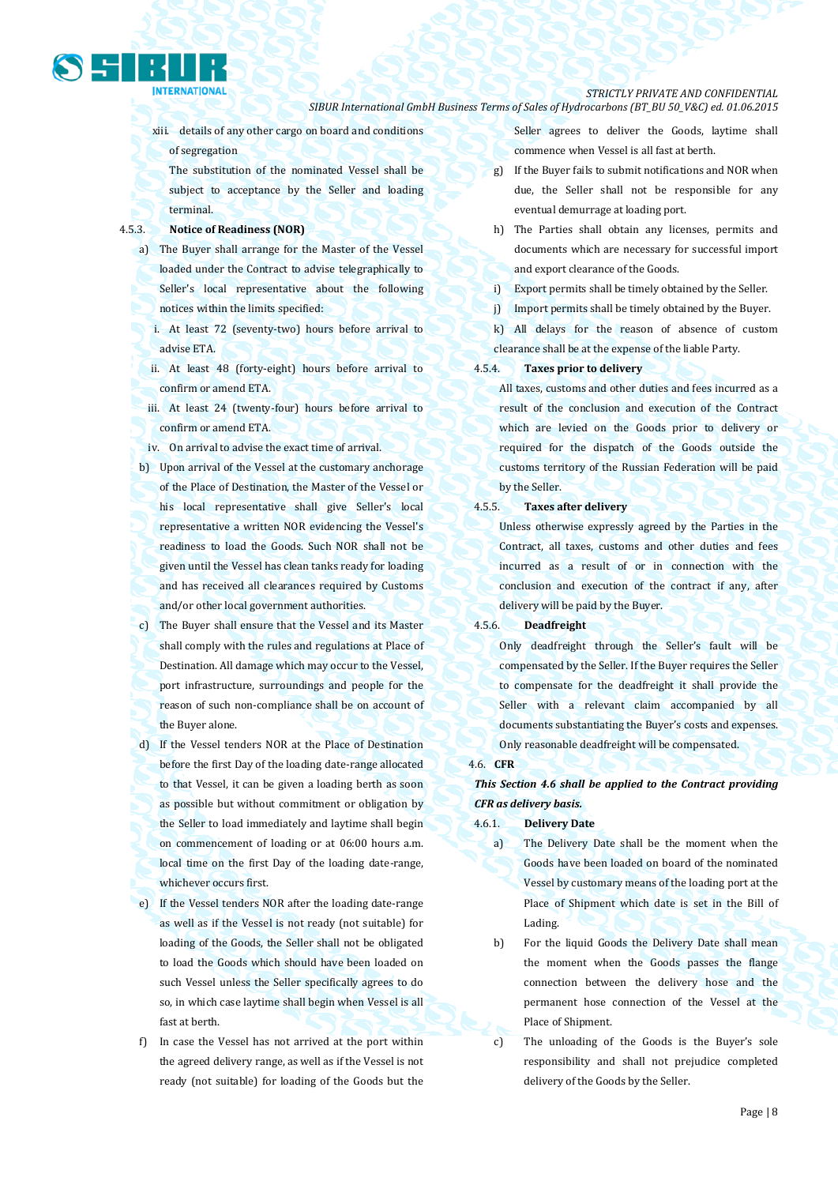xiii. details of any other cargo on board and conditions of segregation

The substitution of the nominated Vessel shall be subject to acceptance by the Seller and loading terminal.

4.5.3. **Notice of Readiness (NOR)**

a) The Buyer shall arrange for the Master of the Vessel loaded under the Contract to advise telegraphically to Seller's local representative about the following notices within the limits specified:

i. At least 72 (seventy-two) hours before arrival to advise ETA.

ii. At least 48 (forty-eight) hours before arrival to confirm or amend ETA.

iii. At least 24 (twenty-four) hours before arrival to confirm or amend ETA.

iv. On arrival to advise the exact time of arrival.

b) Upon arrival of the Vessel at the customary anchorage of the Place of Destination, the Master of the Vessel or his local representative shall give Seller's local representative a written NOR evidencing the Vessel's readiness to load the Goods. Such NOR shall not be given until the Vessel has clean tanks ready for loading and has received all clearances required by Customs and/or other local government authorities.

c) The Buyer shall ensure that the Vessel and its Master shall comply with the rules and regulations at Place of Destination. All damage which may occur to the Vessel, port infrastructure, surroundings and people for the reason of such non-compliance shall be on account of the Buyer alone.

d) If the Vessel tenders NOR at the Place of Destination before the first Day of the loading date-range allocated to that Vessel, it can be given a loading berth as soon as possible but without commitment or obligation by the Seller to load immediately and laytime shall begin on commencement of loading or at 06:00 hours a.m. local time on the first Day of the loading date-range, whichever occurs first.

e) If the Vessel tenders NOR after the loading date-range as well as if the Vessel is not ready (not suitable) for loading of the Goods, the Seller shall not be obligated to load the Goods which should have been loaded on such Vessel unless the Seller specifically agrees to do so, in which case laytime shall begin when Vessel is all fast at berth.

f) In case the Vessel has not arrived at the port within the agreed delivery range, as well as if the Vessel is not ready (not suitable) for loading of the Goods but the Seller agrees to deliver the Goods, laytime shall commence when Vessel is all fast at berth.

g) If the Buyer fails to submit notifications and NOR when due, the Seller shall not be responsible for any eventual demurrage at loading port.

h) The Parties shall obtain any licenses, permits and documents which are necessary for successful import and export clearance of the Goods.

i) Export permits shall be timely obtained by the Seller.

j) Import permits shall be timely obtained by the Buyer.

k) All delays for the reason of absence of custom clearance shall be at the expense of the liable Party.

4.5.4. **Taxes prior to delivery**

All taxes, customs and other duties and fees incurred as a result of the conclusion and execution of the Contract which are levied on the Goods prior to delivery or required for the dispatch of the Goods outside the customs territory of the Russian Federation will be paid by the Seller.

4.5.5. **Taxes after delivery**

Unless otherwise expressly agreed by the Parties in the Contract, all taxes, customs and other duties and fees incurred as a result of or in connection with the conclusion and execution of the contract if any, after delivery will be paid by the Buyer.

4.5.6. **Deadfreight**

Only deadfreight through the Seller's fault will be compensated by the Seller. If the Buyer requires the Seller to compensate for the deadfreight it shall provide the Seller with a relevant claim accompanied by all documents substantiating the Buyer's costs and expenses. Only reasonable deadfreight will be compensated.

4.6. **CFR**

***This Section 4.6 shall be applied to the Contract providing CFR as delivery basis.***

4.6.1. **Delivery Date**

a) The Delivery Date shall be the moment when the Goods have been loaded on board of the nominated Vessel by customary means of the loading port at the Place of Shipment which date is set in the Bill of Lading.

b) For the liquid Goods the Delivery Date shall mean the moment when the Goods passes the flange connection between the delivery hose and the permanent hose connection of the Vessel at the Place of Shipment.

c) The unloading of the Goods is the Buyer's sole responsibility and shall not prejudice completed delivery of the Goods by the Seller.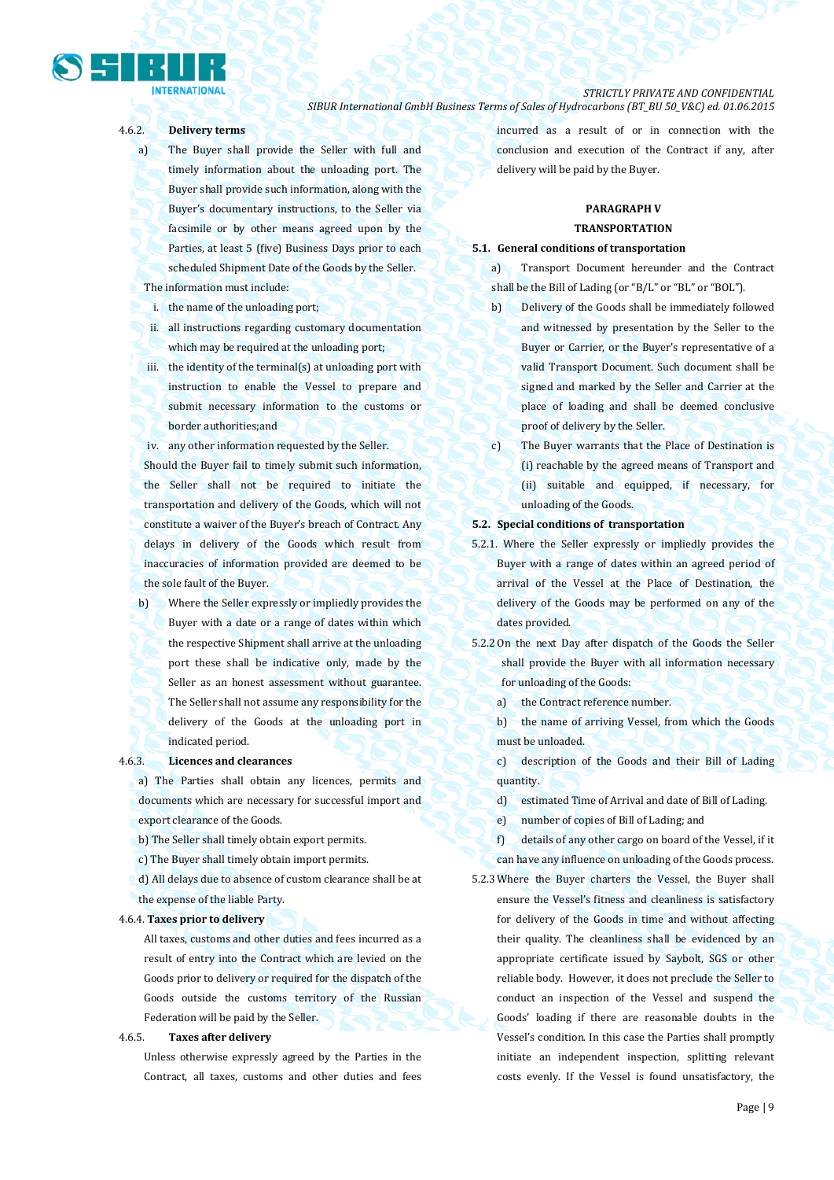4.6.2. **Delivery terms**

a) The Buyer shall provide the Seller with full and timely information about the unloading port. The Buyer shall provide such information, along with the Buyer's documentary instructions, to the Seller via facsimile or by other means agreed upon by the Parties, at least 5 (five) Business Days prior to each scheduled Shipment Date of the Goods by the Seller.

The information must include:

i. the name of the unloading port;

ii. all instructions regarding customary documentation which may be required at the unloading port;

iii. the identity of the terminal(s) at unloading port with instruction to enable the Vessel to prepare and submit necessary information to the customs or border authorities;and

iv. any other information requested by the Seller.

Should the Buyer fail to timely submit such information, the Seller shall not be required to initiate the transportation and delivery of the Goods, which will not constitute a waiver of the Buyer's breach of Contract. Any delays in delivery of the Goods which result from inaccuracies of information provided are deemed to be the sole fault of the Buyer.

b) Where the Seller expressly or impliedly provides the Buyer with a date or a range of dates within which the respective Shipment shall arrive at the unloading port these shall be indicative only, made by the Seller as an honest assessment without guarantee. The Seller shall not assume any responsibility for the delivery of the Goods at the unloading port in indicated period.

4.6.3. **Licences and clearances**

a) The Parties shall obtain any licences, permits and documents which are necessary for successful import and export clearance of the Goods.

b) The Seller shall timely obtain export permits.

c) The Buyer shall timely obtain import permits.

d) All delays due to absence of custom clearance shall be at the expense of the liable Party.

4.6.4. **Taxes prior to delivery**

All taxes, customs and other duties and fees incurred as a result of entry into the Contract which are levied on the Goods prior to delivery or required for the dispatch of the Goods outside the customs territory of the Russian Federation will be paid by the Seller.

4.6.5. **Taxes after delivery**

Unless otherwise expressly agreed by the Parties in the Contract, all taxes, customs and other duties and fees incurred as a result of or in connection with the conclusion and execution of the Contract if any, after delivery will be paid by the Buyer.

## PARAGRAPH V
## TRANSPORTATION

**5.1. General conditions of transportation**

a) Transport Document hereunder and the Contract shall be the Bill of Lading (or "B/L" or "BL" or "BOL").

b) Delivery of the Goods shall be immediately followed and witnessed by presentation by the Seller to the Buyer or Carrier, or the Buyer's representative of a valid Transport Document. Such document shall be signed and marked by the Seller and Carrier at the place of loading and shall be deemed conclusive proof of delivery by the Seller.

c) The Buyer warrants that the Place of Destination is (i) reachable by the agreed means of Transport and (ii) suitable and equipped, if necessary, for unloading of the Goods.

**5.2. Special conditions of transportation**

5.2.1. Where the Seller expressly or impliedly provides the Buyer with a range of dates within an agreed period of arrival of the Vessel at the Place of Destination, the delivery of the Goods may be performed on any of the dates provided.

5.2.2 On the next Day after dispatch of the Goods the Seller shall provide the Buyer with all information necessary for unloading of the Goods:

a) the Contract reference number.

b) the name of arriving Vessel, from which the Goods must be unloaded.

c) description of the Goods and their Bill of Lading quantity.

d) estimated Time of Arrival and date of Bill of Lading.

e) number of copies of Bill of Lading; and

f) details of any other cargo on board of the Vessel, if it can have any influence on unloading of the Goods process.

5.2.3 Where the Buyer charters the Vessel, the Buyer shall ensure the Vessel's fitness and cleanliness is satisfactory for delivery of the Goods in time and without affecting their quality. The cleanliness shall be evidenced by an appropriate certificate issued by Saybolt, SGS or other reliable body. However, it does not preclude the Seller to conduct an inspection of the Vessel and suspend the Goods' loading if there are reasonable doubts in the Vessel's condition. In this case the Parties shall promptly initiate an independent inspection, splitting relevant costs evenly. If the Vessel is found unsatisfactory, the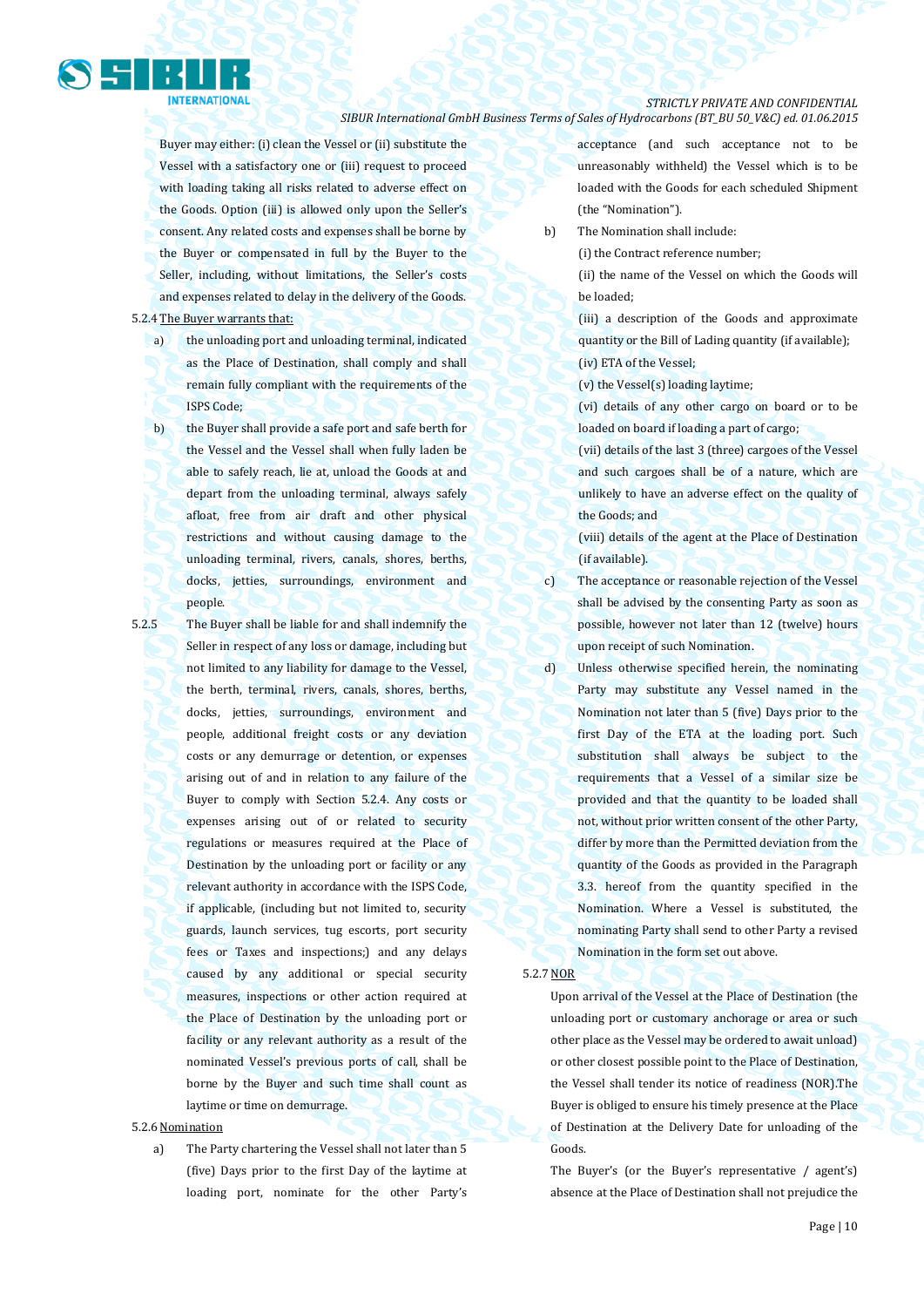Buyer may either: (i) clean the Vessel or (ii) substitute the Vessel with a satisfactory one or (iii) request to proceed with loading taking all risks related to adverse effect on the Goods. Option (iii) is allowed only upon the Seller's consent. Any related costs and expenses shall be borne by the Buyer or compensated in full by the Buyer to the Seller, including, without limitations, the Seller's costs and expenses related to delay in the delivery of the Goods.

5.2.4 The Buyer warrants that:

a) the unloading port and unloading terminal, indicated as the Place of Destination, shall comply and shall remain fully compliant with the requirements of the ISPS Code;

b) the Buyer shall provide a safe port and safe berth for the Vessel and the Vessel shall when fully laden be able to safely reach, lie at, unload the Goods at and depart from the unloading terminal, always safely afloat, free from air draft and other physical restrictions and without causing damage to the unloading terminal, rivers, canals, shores, berths, docks, jetties, surroundings, environment and people.

5.2.5 The Buyer shall be liable for and shall indemnify the Seller in respect of any loss or damage, including but not limited to any liability for damage to the Vessel, the berth, terminal, rivers, canals, shores, berths, docks, jetties, surroundings, environment and people, additional freight costs or any deviation costs or any demurrage or detention, or expenses arising out of and in relation to any failure of the Buyer to comply with Section 5.2.4. Any costs or expenses arising out of or related to security regulations or measures required at the Place of Destination by the unloading port or facility or any relevant authority in accordance with the ISPS Code, if applicable, (including but not limited to, security guards, launch services, tug escorts, port security fees or Taxes and inspections;) and any delays caused by any additional or special security measures, inspections or other action required at the Place of Destination by the unloading port or facility or any relevant authority as a result of the nominated Vessel's previous ports of call, shall be borne by the Buyer and such time shall count as laytime or time on demurrage.

5.2.6 Nomination

a) The Party chartering the Vessel shall not later than 5 (five) Days prior to the first Day of the laytime at loading port, nominate for the other Party's acceptance (and such acceptance not to be unreasonably withheld) the Vessel which is to be loaded with the Goods for each scheduled Shipment (the "Nomination").

b) The Nomination shall include:

(i) the Contract reference number;

(ii) the name of the Vessel on which the Goods will be loaded;

(iii) a description of the Goods and approximate quantity or the Bill of Lading quantity (if available);

(iv) ETA of the Vessel;

(v) the Vessel(s) loading laytime;

(vi) details of any other cargo on board or to be loaded on board if loading a part of cargo;

(vii) details of the last 3 (three) cargoes of the Vessel and such cargoes shall be of a nature, which are unlikely to have an adverse effect on the quality of the Goods; and

(viii) details of the agent at the Place of Destination (if available).

c) The acceptance or reasonable rejection of the Vessel shall be advised by the consenting Party as soon as possible, however not later than 12 (twelve) hours upon receipt of such Nomination.

d) Unless otherwise specified herein, the nominating Party may substitute any Vessel named in the Nomination not later than 5 (five) Days prior to the first Day of the ETA at the loading port. Such substitution shall always be subject to the requirements that a Vessel of a similar size be provided and that the quantity to be loaded shall not, without prior written consent of the other Party, differ by more than the Permitted deviation from the quantity of the Goods as provided in the Paragraph 3.3. hereof from the quantity specified in the Nomination. Where a Vessel is substituted, the nominating Party shall send to other Party a revised Nomination in the form set out above.

5.2.7 NOR

Upon arrival of the Vessel at the Place of Destination (the unloading port or customary anchorage or area or such other place as the Vessel may be ordered to await unload) or other closest possible point to the Place of Destination, the Vessel shall tender its notice of readiness (NOR).The Buyer is obliged to ensure his timely presence at the Place of Destination at the Delivery Date for unloading of the Goods.

The Buyer's (or the Buyer's representative / agent's) absence at the Place of Destination shall not prejudice the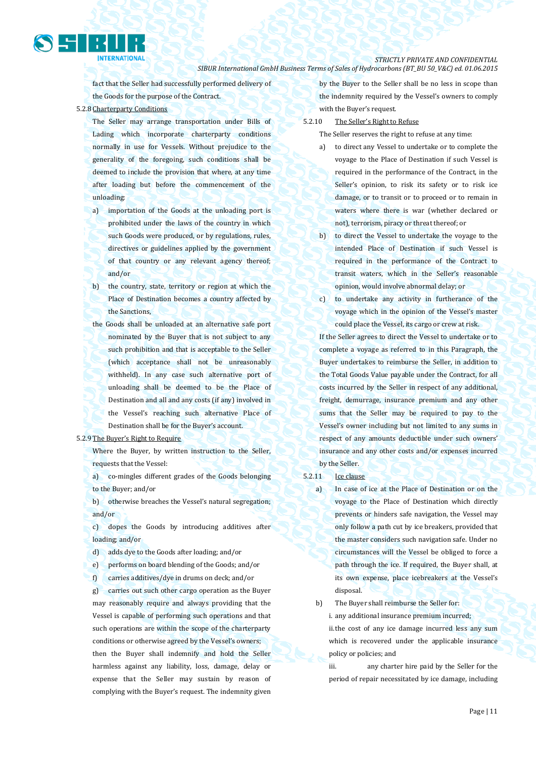fact that the Seller had successfully performed delivery of the Goods for the purpose of the Contract.

5.2.8 Charterparty Conditions

The Seller may arrange transportation under Bills of Lading which incorporate charterparty conditions normally in use for Vessels. Without prejudice to the generality of the foregoing, such conditions shall be deemed to include the provision that where, at any time after loading but before the commencement of the unloading:

a) importation of the Goods at the unloading port is prohibited under the laws of the country in which such Goods were produced, or by regulations, rules, directives or guidelines applied by the government of that country or any relevant agency thereof; and/or

b) the country, state, territory or region at which the Place of Destination becomes a country affected by the Sanctions,

the Goods shall be unloaded at an alternative safe port nominated by the Buyer that is not subject to any such prohibition and that is acceptable to the Seller (which acceptance shall not be unreasonably withheld). In any case such alternative port of unloading shall be deemed to be the Place of Destination and all and any costs (if any) involved in the Vessel's reaching such alternative Place of Destination shall be for the Buyer's account.

5.2.9 The Buyer's Right to Require

Where the Buyer, by written instruction to the Seller, requests that the Vessel:

a) co-mingles different grades of the Goods belonging to the Buyer; and/or

b) otherwise breaches the Vessel's natural segregation; and/or

c) dopes the Goods by introducing additives after loading; and/or

d) adds dye to the Goods after loading; and/or

e) performs on board blending of the Goods; and/or

f) carries additives/dye in drums on deck; and/or

g) carries out such other cargo operation as the Buyer may reasonably require and always providing that the Vessel is capable of performing such operations and that such operations are within the scope of the charterparty conditions or otherwise agreed by the Vessel's owners;

then the Buyer shall indemnify and hold the Seller harmless against any liability, loss, damage, delay or expense that the Seller may sustain by reason of complying with the Buyer's request. The indemnity given by the Buyer to the Seller shall be no less in scope than the indemnity required by the Vessel's owners to comply with the Buyer's request.

5.2.10 The Seller's Right to Refuse

The Seller reserves the right to refuse at any time:

a) to direct any Vessel to undertake or to complete the voyage to the Place of Destination if such Vessel is required in the performance of the Contract, in the Seller's opinion, to risk its safety or to risk ice damage, or to transit or to proceed or to remain in waters where there is war (whether declared or not), terrorism, piracy or threat thereof; or

b) to direct the Vessel to undertake the voyage to the intended Place of Destination if such Vessel is required in the performance of the Contract to transit waters, which in the Seller's reasonable opinion, would involve abnormal delay; or

c) to undertake any activity in furtherance of the voyage which in the opinion of the Vessel's master could place the Vessel, its cargo or crew at risk.

If the Seller agrees to direct the Vessel to undertake or to complete a voyage as referred to in this Paragraph, the Buyer undertakes to reimburse the Seller, in addition to the Total Goods Value payable under the Contract, for all costs incurred by the Seller in respect of any additional, freight, demurrage, insurance premium and any other sums that the Seller may be required to pay to the Vessel's owner including but not limited to any sums in respect of any amounts deductible under such owners' insurance and any other costs and/or expenses incurred by the Seller.

5.2.11 Ice clause

a) In case of ice at the Place of Destination or on the voyage to the Place of Destination which directly prevents or hinders safe navigation, the Vessel may only follow a path cut by ice breakers, provided that the master considers such navigation safe. Under no circumstances will the Vessel be obliged to force a path through the ice. If required, the Buyer shall, at its own expense, place icebreakers at the Vessel's disposal.

b) The Buyer shall reimburse the Seller for:

i. any additional insurance premium incurred;

ii. the cost of any ice damage incurred less any sum which is recovered under the applicable insurance policy or policies; and

iii. any charter hire paid by the Seller for the period of repair necessitated by ice damage, including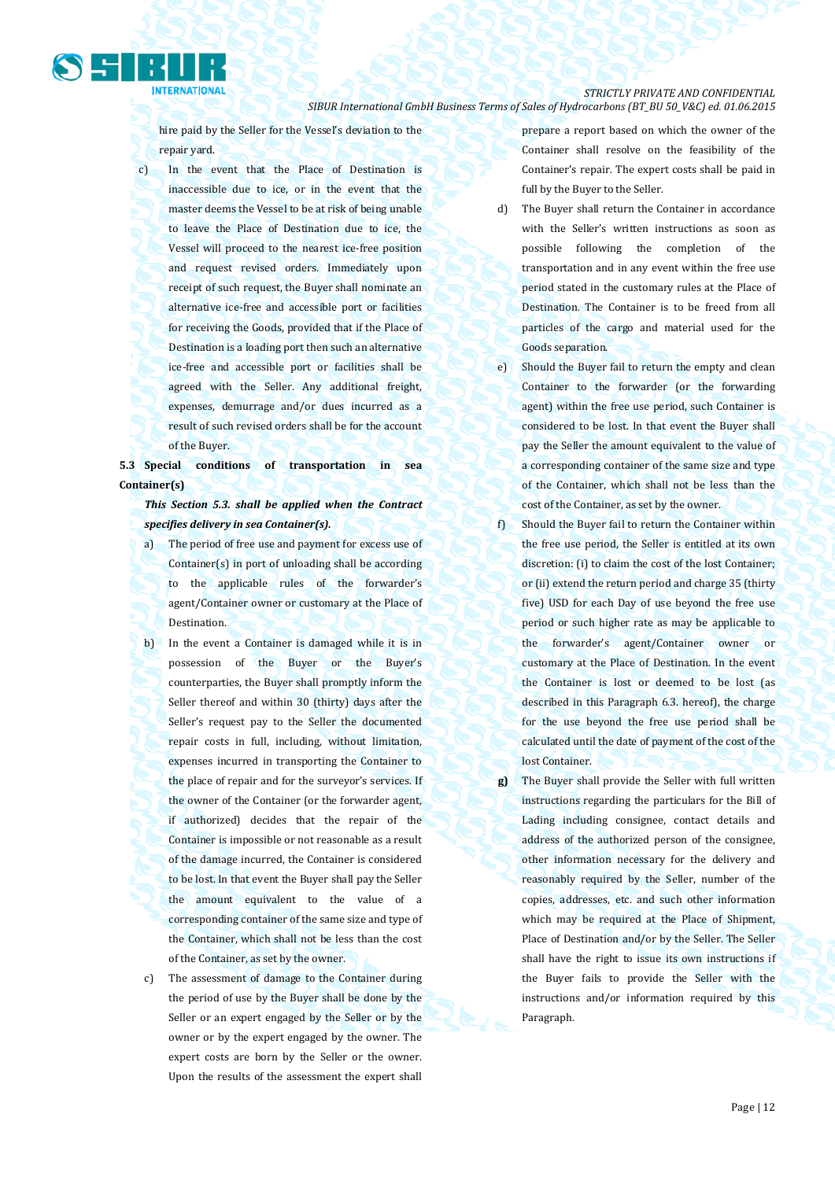hire paid by the Seller for the Vessel's deviation to the repair yard.

c) In the event that the Place of Destination is inaccessible due to ice, or in the event that the master deems the Vessel to be at risk of being unable to leave the Place of Destination due to ice, the Vessel will proceed to the nearest ice-free position and request revised orders. Immediately upon receipt of such request, the Buyer shall nominate an alternative ice-free and accessible port or facilities for receiving the Goods, provided that if the Place of Destination is a loading port then such an alternative ice-free and accessible port or facilities shall be agreed with the Seller. Any additional freight, expenses, demurrage and/or dues incurred as a result of such revised orders shall be for the account of the Buyer.

**5.3 Special conditions of transportation in sea Container(s)**

***This Section 5.3. shall be applied when the Contract specifies delivery in sea Container(s).***

a) The period of free use and payment for excess use of Container(s) in port of unloading shall be according to the applicable rules of the forwarder's agent/Container owner or customary at the Place of Destination.

b) In the event a Container is damaged while it is in possession of the Buyer or the Buyer's counterparties, the Buyer shall promptly inform the Seller thereof and within 30 (thirty) days after the Seller's request pay to the Seller the documented repair costs in full, including, without limitation, expenses incurred in transporting the Container to the place of repair and for the surveyor's services. If the owner of the Container (or the forwarder agent, if authorized) decides that the repair of the Container is impossible or not reasonable as a result of the damage incurred, the Container is considered to be lost. In that event the Buyer shall pay the Seller the amount equivalent to the value of a corresponding container of the same size and type of the Container, which shall not be less than the cost of the Container, as set by the owner.

c) The assessment of damage to the Container during the period of use by the Buyer shall be done by the Seller or an expert engaged by the Seller or by the owner or by the expert engaged by the owner. The expert costs are born by the Seller or the owner. Upon the results of the assessment the expert shall prepare a report based on which the owner of the Container shall resolve on the feasibility of the Container's repair. The expert costs shall be paid in full by the Buyer to the Seller.

d) The Buyer shall return the Container in accordance with the Seller's written instructions as soon as possible following the completion of the transportation and in any event within the free use period stated in the customary rules at the Place of Destination. The Container is to be freed from all particles of the cargo and material used for the Goods separation.

e) Should the Buyer fail to return the empty and clean Container to the forwarder (or the forwarding agent) within the free use period, such Container is considered to be lost. In that event the Buyer shall pay the Seller the amount equivalent to the value of a corresponding container of the same size and type of the Container, which shall not be less than the cost of the Container, as set by the owner.

f) Should the Buyer fail to return the Container within the free use period, the Seller is entitled at its own discretion: (i) to claim the cost of the lost Container; or (ii) extend the return period and charge 35 (thirty five) USD for each Day of use beyond the free use period or such higher rate as may be applicable to the forwarder's agent/Container owner or customary at the Place of Destination. In the event the Container is lost or deemed to be lost (as described in this Paragraph 6.3. hereof), the charge for the use beyond the free use period shall be calculated until the date of payment of the cost of the lost Container.

**g)** The Buyer shall provide the Seller with full written instructions regarding the particulars for the Bill of Lading including consignee, contact details and address of the authorized person of the consignee, other information necessary for the delivery and reasonably required by the Seller, number of the copies, addresses, etc. and such other information which may be required at the Place of Shipment, Place of Destination and/or by the Seller. The Seller shall have the right to issue its own instructions if the Buyer fails to provide the Seller with the instructions and/or information required by this Paragraph.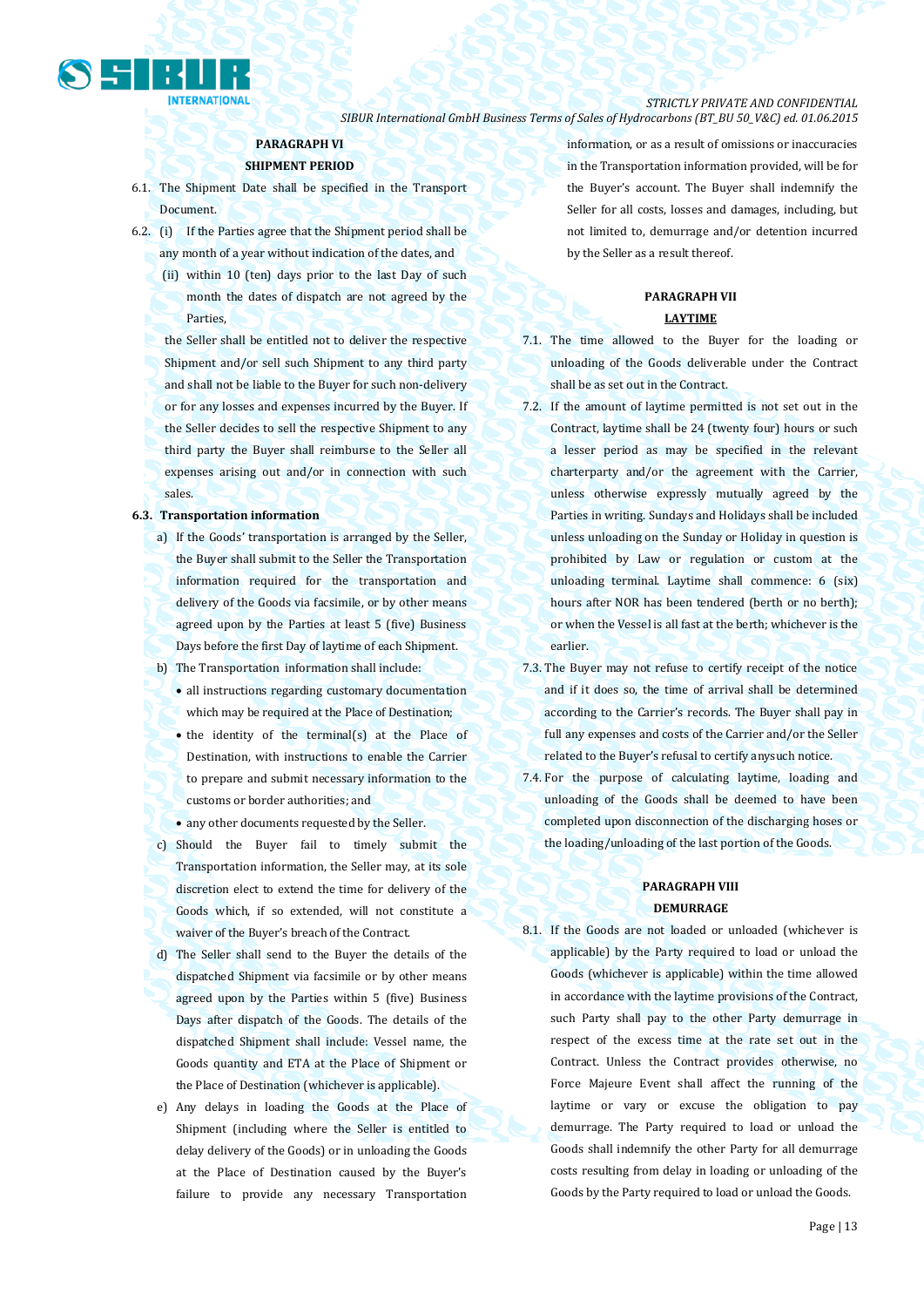## PARAGRAPH VI

## SHIPMENT PERIOD

6.1. The Shipment Date shall be specified in the Transport Document.

6.2. (i) If the Parties agree that the Shipment period shall be any month of a year without indication of the dates, and

(ii) within 10 (ten) days prior to the last Day of such month the dates of dispatch are not agreed by the Parties,

the Seller shall be entitled not to deliver the respective Shipment and/or sell such Shipment to any third party and shall not be liable to the Buyer for such non-delivery or for any losses and expenses incurred by the Buyer. If the Seller decides to sell the respective Shipment to any third party the Buyer shall reimburse to the Seller all expenses arising out and/or in connection with such sales.

**6.3. Transportation information**

a) If the Goods' transportation is arranged by the Seller, the Buyer shall submit to the Seller the Transportation information required for the transportation and delivery of the Goods via facsimile, or by other means agreed upon by the Parties at least 5 (five) Business Days before the first Day of laytime of each Shipment.

b) The Transportation information shall include:

- all instructions regarding customary documentation which may be required at the Place of Destination;
- the identity of the terminal(s) at the Place of Destination, with instructions to enable the Carrier to prepare and submit necessary information to the customs or border authorities; and
- any other documents requested by the Seller.

c) Should the Buyer fail to timely submit the Transportation information, the Seller may, at its sole discretion elect to extend the time for delivery of the Goods which, if so extended, will not constitute a waiver of the Buyer's breach of the Contract.

d) The Seller shall send to the Buyer the details of the dispatched Shipment via facsimile or by other means agreed upon by the Parties within 5 (five) Business Days after dispatch of the Goods. The details of the dispatched Shipment shall include: Vessel name, the Goods quantity and ETA at the Place of Shipment or the Place of Destination (whichever is applicable).

e) Any delays in loading the Goods at the Place of Shipment (including where the Seller is entitled to delay delivery of the Goods) or in unloading the Goods at the Place of Destination caused by the Buyer's failure to provide any necessary Transportation information, or as a result of omissions or inaccuracies in the Transportation information provided, will be for the Buyer's account. The Buyer shall indemnify the Seller for all costs, losses and damages, including, but not limited to, demurrage and/or detention incurred by the Seller as a result thereof.

## PARAGRAPH VII

## LAYTIME

7.1. The time allowed to the Buyer for the loading or unloading of the Goods deliverable under the Contract shall be as set out in the Contract.

7.2. If the amount of laytime permitted is not set out in the Contract, laytime shall be 24 (twenty four) hours or such a lesser period as may be specified in the relevant charterparty and/or the agreement with the Carrier, unless otherwise expressly mutually agreed by the Parties in writing. Sundays and Holidays shall be included unless unloading on the Sunday or Holiday in question is prohibited by Law or regulation or custom at the unloading terminal. Laytime shall commence: 6 (six) hours after NOR has been tendered (berth or no berth); or when the Vessel is all fast at the berth; whichever is the earlier.

7.3. The Buyer may not refuse to certify receipt of the notice and if it does so, the time of arrival shall be determined according to the Carrier's records. The Buyer shall pay in full any expenses and costs of the Carrier and/or the Seller related to the Buyer's refusal to certify any such notice.

7.4. For the purpose of calculating laytime, loading and unloading of the Goods shall be deemed to have been completed upon disconnection of the discharging hoses or the loading/unloading of the last portion of the Goods.

## PARAGRAPH VIII

## DEMURRAGE

8.1. If the Goods are not loaded or unloaded (whichever is applicable) by the Party required to load or unload the Goods (whichever is applicable) within the time allowed in accordance with the laytime provisions of the Contract, such Party shall pay to the other Party demurrage in respect of the excess time at the rate set out in the Contract. Unless the Contract provides otherwise, no Force Majeure Event shall affect the running of the laytime or vary or excuse the obligation to pay demurrage. The Party required to load or unload the Goods shall indemnify the other Party for all demurrage costs resulting from delay in loading or unloading of the Goods by the Party required to load or unload the Goods.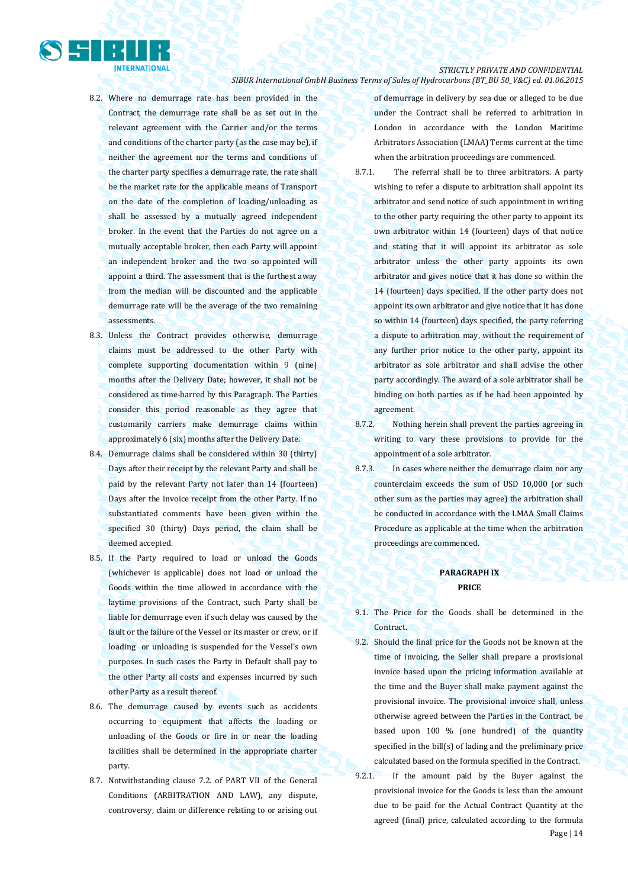8.2. Where no demurrage rate has been provided in the Contract, the demurrage rate shall be as set out in the relevant agreement with the Carrier and/or the terms and conditions of the charter party (as the case may be), if neither the agreement nor the terms and conditions of the charter party specifies a demurrage rate, the rate shall be the market rate for the applicable means of Transport on the date of the completion of loading/unloading as shall be assessed by a mutually agreed independent broker. In the event that the Parties do not agree on a mutually acceptable broker, then each Party will appoint an independent broker and the two so appointed will appoint a third. The assessment that is the furthest away from the median will be discounted and the applicable demurrage rate will be the average of the two remaining assessments.

8.3. Unless the Contract provides otherwise, demurrage claims must be addressed to the other Party with complete supporting documentation within 9 (nine) months after the Delivery Date; however, it shall not be considered as time-barred by this Paragraph. The Parties consider this period reasonable as they agree that customarily carriers make demurrage claims within approximately 6 (six) months after the Delivery Date.

8.4. Demurrage claims shall be considered within 30 (thirty) Days after their receipt by the relevant Party and shall be paid by the relevant Party not later than 14 (fourteen) Days after the invoice receipt from the other Party. If no substantiated comments have been given within the specified 30 (thirty) Days period, the claim shall be deemed accepted.

8.5. If the Party required to load or unload the Goods (whichever is applicable) does not load or unload the Goods within the time allowed in accordance with the laytime provisions of the Contract, such Party shall be liable for demurrage even if such delay was caused by the fault or the failure of the Vessel or its master or crew, or if loading or unloading is suspended for the Vessel's own purposes. In such cases the Party in Default shall pay to the other Party all costs and expenses incurred by such other Party as a result thereof.

8.6. The demurrage caused by events such as accidents occurring to equipment that affects the loading or unloading of the Goods or fire in or near the loading facilities shall be determined in the appropriate charter party.

8.7. Notwithstanding clause 7.2. of PART VII of the General Conditions (ARBITRATION AND LAW), any dispute, controversy, claim or difference relating to or arising out of demurrage in delivery by sea due or alleged to be due under the Contract shall be referred to arbitration in London in accordance with the London Maritime Arbitrators Association (LMAA) Terms current at the time when the arbitration proceedings are commenced.

8.7.1. The referral shall be to three arbitrators. A party wishing to refer a dispute to arbitration shall appoint its arbitrator and send notice of such appointment in writing to the other party requiring the other party to appoint its own arbitrator within 14 (fourteen) days of that notice and stating that it will appoint its arbitrator as sole arbitrator unless the other party appoints its own arbitrator and gives notice that it has done so within the 14 (fourteen) days specified. If the other party does not appoint its own arbitrator and give notice that it has done so within 14 (fourteen) days specified, the party referring a dispute to arbitration may, without the requirement of any further prior notice to the other party, appoint its arbitrator as sole arbitrator and shall advise the other party accordingly. The award of a sole arbitrator shall be binding on both parties as if he had been appointed by agreement.

8.7.2. Nothing herein shall prevent the parties agreeing in writing to vary these provisions to provide for the appointment of a sole arbitrator.

8.7.3. In cases where neither the demurrage claim nor any counterclaim exceeds the sum of USD 10,000 (or such other sum as the parties may agree) the arbitration shall be conducted in accordance with the LMAA Small Claims Procedure as applicable at the time when the arbitration proceedings are commenced.

## PARAGRAPH IX
## PRICE

9.1. The Price for the Goods shall be determined in the Contract.

9.2. Should the final price for the Goods not be known at the time of invoicing, the Seller shall prepare a provisional invoice based upon the pricing information available at the time and the Buyer shall make payment against the provisional invoice. The provisional invoice shall, unless otherwise agreed between the Parties in the Contract, be based upon 100 % (one hundred) of the quantity specified in the bill(s) of lading and the preliminary price calculated based on the formula specified in the Contract.

9.2.1. If the amount paid by the Buyer against the provisional invoice for the Goods is less than the amount due to be paid for the Actual Contract Quantity at the agreed (final) price, calculated according to the formula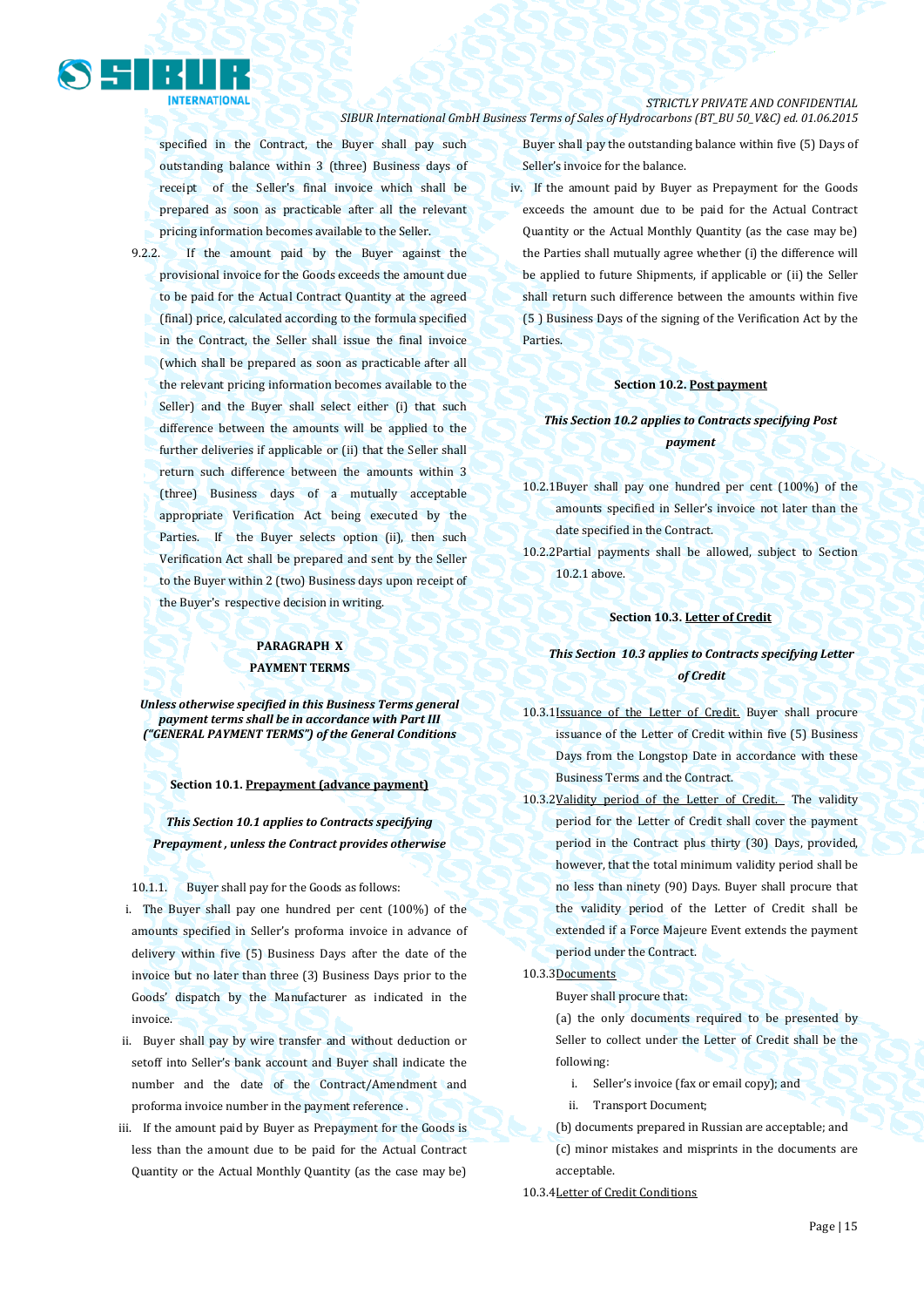specified in the Contract, the Buyer shall pay such outstanding balance within 3 (three) Business days of receipt of the Seller's final invoice which shall be prepared as soon as practicable after all the relevant pricing information becomes available to the Seller.

9.2.2. If the amount paid by the Buyer against the provisional invoice for the Goods exceeds the amount due to be paid for the Actual Contract Quantity at the agreed (final) price, calculated according to the formula specified in the Contract, the Seller shall issue the final invoice (which shall be prepared as soon as practicable after all the relevant pricing information becomes available to the Seller) and the Buyer shall select either (i) that such difference between the amounts will be applied to the further deliveries if applicable or (ii) that the Seller shall return such difference between the amounts within 3 (three) Business days of a mutually acceptable appropriate Verification Act being executed by the Parties. If the Buyer selects option (ii), then such Verification Act shall be prepared and sent by the Seller to the Buyer within 2 (two) Business days upon receipt of the Buyer's respective decision in writing.

## PARAGRAPH X
## PAYMENT TERMS

***Unless otherwise specified in this Business Terms general payment terms shall be in accordance with Part III ("GENERAL PAYMENT TERMS") of the General Conditions***

### Section 10.1. Prepayment (advance payment)

***This Section 10.1 applies to Contracts specifying Prepayment , unless the Contract provides otherwise***

10.1.1. Buyer shall pay for the Goods as follows:

i. The Buyer shall pay one hundred per cent (100%) of the amounts specified in Seller's proforma invoice in advance of delivery within five (5) Business Days after the date of the invoice but no later than three (3) Business Days prior to the Goods' dispatch by the Manufacturer as indicated in the invoice.

ii. Buyer shall pay by wire transfer and without deduction or setoff into Seller's bank account and Buyer shall indicate the number and the date of the Contract/Amendment and proforma invoice number in the payment reference .

iii. If the amount paid by Buyer as Prepayment for the Goods is less than the amount due to be paid for the Actual Contract Quantity or the Actual Monthly Quantity (as the case may be) Buyer shall pay the outstanding balance within five (5) Days of Seller's invoice for the balance.

iv. If the amount paid by Buyer as Prepayment for the Goods exceeds the amount due to be paid for the Actual Contract Quantity or the Actual Monthly Quantity (as the case may be) the Parties shall mutually agree whether (i) the difference will be applied to future Shipments, if applicable or (ii) the Seller shall return such difference between the amounts within five (5 ) Business Days of the signing of the Verification Act by the Parties.

### Section 10.2. Post payment

***This Section 10.2 applies to Contracts specifying Post payment***

10.2.1 Buyer shall pay one hundred per cent (100%) of the amounts specified in Seller's invoice not later than the date specified in the Contract.

10.2.2 Partial payments shall be allowed, subject to Section 10.2.1 above.

### Section 10.3. Letter of Credit

***This Section 10.3 applies to Contracts specifying Letter of Credit***

10.3.1 Issuance of the Letter of Credit. Buyer shall procure issuance of the Letter of Credit within five (5) Business Days from the Longstop Date in accordance with these Business Terms and the Contract.

10.3.2 Validity period of the Letter of Credit. The validity period for the Letter of Credit shall cover the payment period in the Contract plus thirty (30) Days, provided, however, that the total minimum validity period shall be no less than ninety (90) Days. Buyer shall procure that the validity period of the Letter of Credit shall be extended if a Force Majeure Event extends the payment period under the Contract.

10.3.3 Documents

Buyer shall procure that:

(a) the only documents required to be presented by Seller to collect under the Letter of Credit shall be the following:

i. Seller's invoice (fax or email copy); and

ii. Transport Document;

(b) documents prepared in Russian are acceptable; and

(c) minor mistakes and misprints in the documents are acceptable.

10.3.4 Letter of Credit Conditions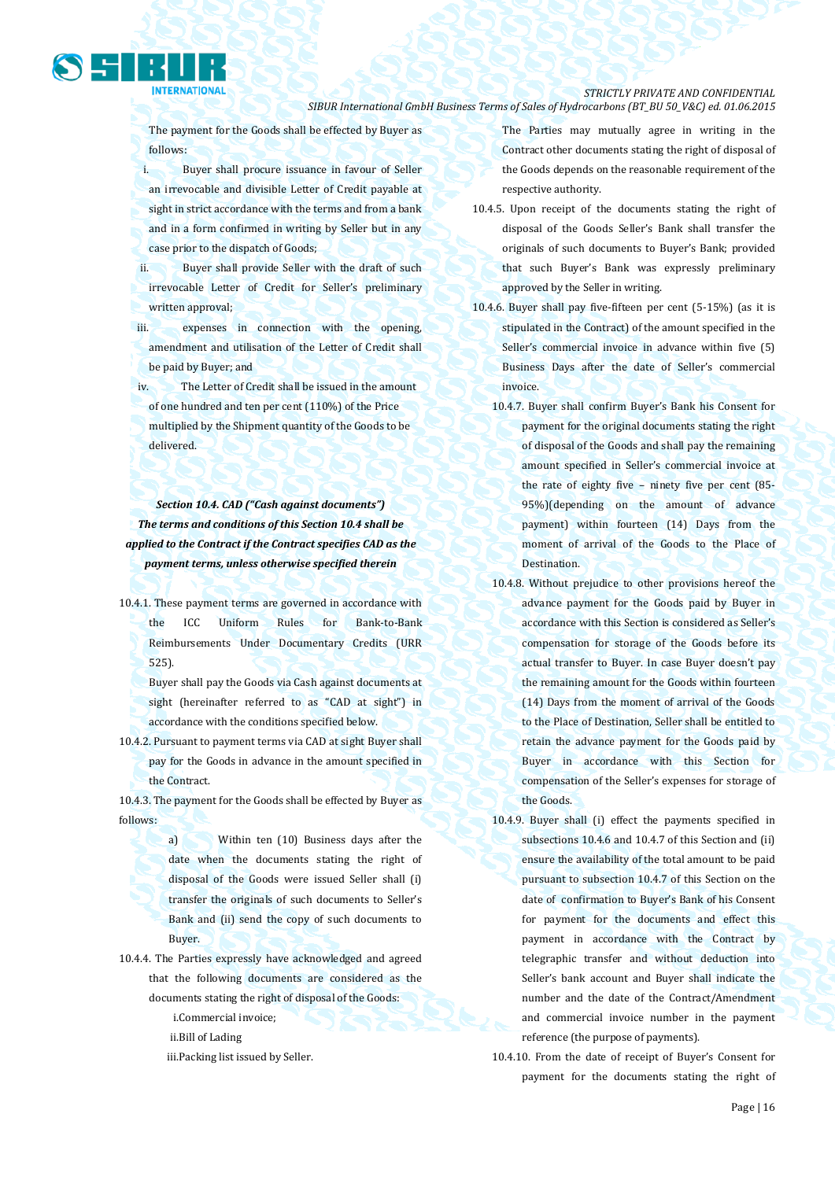The payment for the Goods shall be effected by Buyer as follows:

i. Buyer shall procure issuance in favour of Seller an irrevocable and divisible Letter of Credit payable at sight in strict accordance with the terms and from a bank and in a form confirmed in writing by Seller but in any case prior to the dispatch of Goods;

ii. Buyer shall provide Seller with the draft of such irrevocable Letter of Credit for Seller's preliminary written approval;

iii. expenses in connection with the opening, amendment and utilisation of the Letter of Credit shall be paid by Buyer; and

iv. The Letter of Credit shall be issued in the amount of one hundred and ten per cent (110%) of the Price multiplied by the Shipment quantity of the Goods to be delivered.

***Section 10.4. CAD ("Cash against documents")***
***The terms and conditions of this Section 10.4 shall be applied to the Contract if the Contract specifies CAD as the payment terms, unless otherwise specified therein***

10.4.1. These payment terms are governed in accordance with the ICC Uniform Rules for Bank-to-Bank Reimbursements Under Documentary Credits (URR 525).

Buyer shall pay the Goods via Cash against documents at sight (hereinafter referred to as "CAD at sight") in accordance with the conditions specified below.

10.4.2. Pursuant to payment terms via CAD at sight Buyer shall pay for the Goods in advance in the amount specified in the Contract.

10.4.3. The payment for the Goods shall be effected by Buyer as follows:

a) Within ten (10) Business days after the date when the documents stating the right of disposal of the Goods were issued Seller shall (i) transfer the originals of such documents to Seller's Bank and (ii) send the copy of such documents to Buyer.

10.4.4. The Parties expressly have acknowledged and agreed that the following documents are considered as the documents stating the right of disposal of the Goods:

i. Commercial invoice;

ii. Bill of Lading

iii. Packing list issued by Seller.

The Parties may mutually agree in writing in the Contract other documents stating the right of disposal of the Goods depends on the reasonable requirement of the respective authority.

10.4.5. Upon receipt of the documents stating the right of disposal of the Goods Seller's Bank shall transfer the originals of such documents to Buyer's Bank; provided that such Buyer's Bank was expressly preliminary approved by the Seller in writing.

10.4.6. Buyer shall pay five-fifteen per cent (5-15%) (as it is stipulated in the Contract) of the amount specified in the Seller's commercial invoice in advance within five (5) Business Days after the date of Seller's commercial invoice.

10.4.7. Buyer shall confirm Buyer's Bank his Consent for payment for the original documents stating the right of disposal of the Goods and shall pay the remaining amount specified in Seller's commercial invoice at the rate of eighty five – ninety five per cent (85-95%)(depending on the amount of advance payment) within fourteen (14) Days from the moment of arrival of the Goods to the Place of Destination.

10.4.8. Without prejudice to other provisions hereof the advance payment for the Goods paid by Buyer in accordance with this Section is considered as Seller's compensation for storage of the Goods before its actual transfer to Buyer. In case Buyer doesn't pay the remaining amount for the Goods within fourteen (14) Days from the moment of arrival of the Goods to the Place of Destination, Seller shall be entitled to retain the advance payment for the Goods paid by Buyer in accordance with this Section for compensation of the Seller's expenses for storage of the Goods.

10.4.9. Buyer shall (i) effect the payments specified in subsections 10.4.6 and 10.4.7 of this Section and (ii) ensure the availability of the total amount to be paid pursuant to subsection 10.4.7 of this Section on the date of confirmation to Buyer's Bank of his Consent for payment for the documents and effect this payment in accordance with the Contract by telegraphic transfer and without deduction into Seller's bank account and Buyer shall indicate the number and the date of the Contract/Amendment and commercial invoice number in the payment reference (the purpose of payments).

10.4.10. From the date of receipt of Buyer's Consent for payment for the documents stating the right of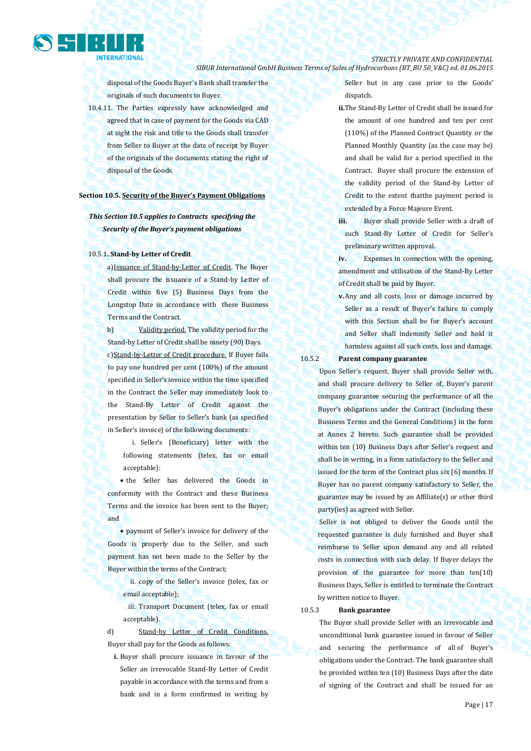disposal of the Goods Buyer`s Bank shall transfer the originals of such documents to Buyer.

10.4.11. The Parties expressly have acknowledged and agreed that in case of payment for the Goods via CAD at sight the risk and title to the Goods shall transfer from Seller to Buyer at the date of receipt by Buyer of the originals of the documents stating the right of disposal of the Goods.

**Section 10.5. Security of the Buyer's Payment Obligations**

***This Section 10.5 applies to Contracts specifying the Security of the Buyer's payment obligations***

10.5.1**. Stand-by Letter of Credit**

a) Issuance of Stand-by-Letter of Credit. The Buyer shall procure the issuance of a Stand-by Letter of Credit within five (5) Business Days from the Longstop Date in accordance with these Business Terms and the Contract.

b) Validity period. The validity period for the Stand-by Letter of Credit shall be ninety (90) Days.

c) Stand-by-Letter of Credit procedure. If Buyer fails to pay one hundred per cent (100%) of the amount specified in Seller's invoice within the time specified in the Contract the Seller may immediately look to the Stand-By Letter of Credit against the presentation by Seller to Seller's bank (as specified in Seller's invoice) of the following documents:

i. Seller's (Beneficiary) letter with the following statements (telex, fax or email acceptable):

- the Seller has delivered the Goods in conformity with the Contract and these Business Terms and the invoice has been sent to the Buyer; and
- payment of Seller's invoice for delivery of the Goods is properly due to the Seller, and such payment has not been made to the Seller by the Buyer within the terms of the Contract;

ii. copy of the Seller's invoice (telex, fax or email acceptable);

iii. Transport Document (telex, fax or email acceptable).

d) Stand-by Letter of Credit Conditions. Buyer shall pay for the Goods as follows:

**i.** Buyer shall procure issuance in favour of the Seller an irrevocable Stand-By Letter of Credit payable in accordance with the terms and from a bank and in a form confirmed in writing by Seller but in any case prior to the Goods' dispatch.

**ii.** The Stand-By Letter of Credit shall be issued for the amount of one hundred and ten per cent (110%) of the Planned Contract Quantity or the Planned Monthly Quantity (as the case may be) and shall be valid for a period specified in the Contract. Buyer shall procure the extension of the validity period of the Stand-by Letter of Credit to the extent thatthe payment period is extended by a Force Majeure Event.

**iii.** Buyer shall provide Seller with a draft of such Stand-By Letter of Credit for Seller's preliminary written approval.

**iv.** Expenses in connection with the opening, amendment and utilisation of the Stand-By Letter of Credit shall be paid by Buyer.

**v.** Any and all costs, loss or damage incurred by Seller as a result of Buyer's failure to comply with this Section shall be for Buyer's account and Seller shall indemnify Seller and hold it harmless against all such costs, loss and damage.

10.5.2 **Parent company guarantee**

Upon Seller's request, Buyer shall provide Seller with, and shall procure delivery to Seller of, Buyer's parent company guarantee securing the performance of all the Buyer's obligations under the Contract (including these Business Terms and the General Conditions) in the form at Annex 2 hereto. Such guarantee shall be provided within ten (10) Business Days after Seller's request and shall be in writing, in a form satisfactory to the Seller and issued for the term of the Contract plus six (6) months. If Buyer has no parent company satisfactory to Seller, the guarantee may be issued by an Affiliate(s) or other third party(ies) as agreed with Seller.

Seller is not obliged to deliver the Goods until the requested guarantee is duly furnished and Buyer shall reimburse to Seller upon demand any and all related costs in connection with such delay. If Buyer delays the provision of the guarantee for more than ten(10) Business Days, Seller is entitled to terminate the Contract by written notice to Buyer.

10.5.3 **Bank guarantee**

The Buyer shall provide Seller with an irrevocable and unconditional bank guarantee issued in favour of Seller and securing the performance of all of Buyer's obligations under the Contract. The bank guarantee shall be provided within ten (10) Business Days after the date of signing of the Contract and shall be issued for an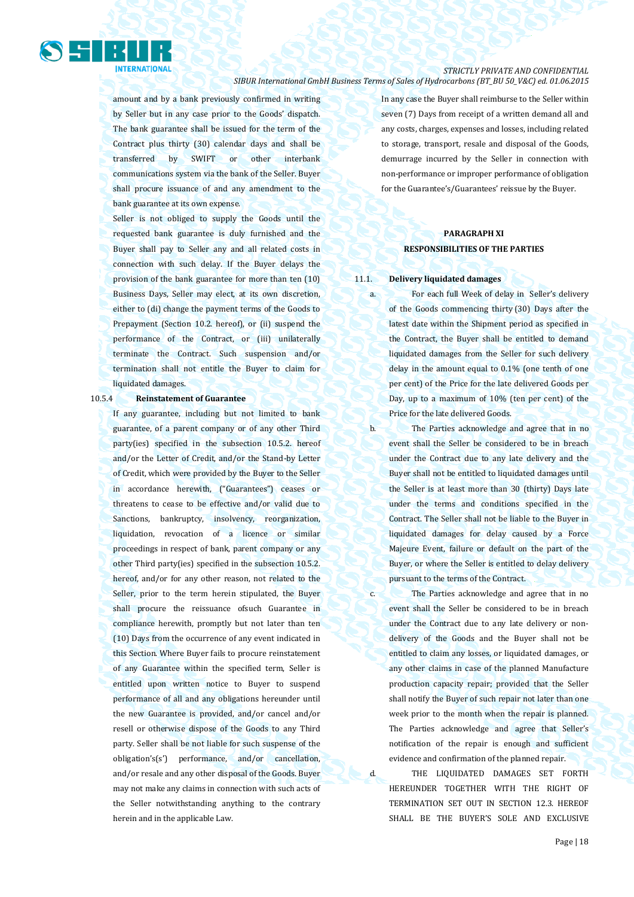amount and by a bank previously confirmed in writing by Seller but in any case prior to the Goods' dispatch. The bank guarantee shall be issued for the term of the Contract plus thirty (30) calendar days and shall be transferred by SWIFT or other interbank communications system via the bank of the Seller. Buyer shall procure issuance of and any amendment to the bank guarantee at its own expense.

Seller is not obliged to supply the Goods until the requested bank guarantee is duly furnished and the Buyer shall pay to Seller any and all related costs in connection with such delay. If the Buyer delays the provision of the bank guarantee for more than ten (10) Business Days, Seller may elect, at its own discretion, either to (di) change the payment terms of the Goods to Prepayment (Section 10.2. hereof), or (ii) suspend the performance of the Contract, or (iii) unilaterally terminate the Contract. Such suspension and/or termination shall not entitle the Buyer to claim for liquidated damages.

10.5.4 **Reinstatement of Guarantee**

If any guarantee, including but not limited to bank guarantee, of a parent company or of any other Third party(ies) specified in the subsection 10.5.2. hereof and/or the Letter of Credit, and/or the Stand-by Letter of Credit, which were provided by the Buyer to the Seller in accordance herewith, ("Guarantees") ceases or threatens to cease to be effective and/or valid due to Sanctions, bankruptcy, insolvency, reorganization, liquidation, revocation of a licence or similar proceedings in respect of bank, parent company or any other Third party(ies) specified in the subsection 10.5.2. hereof, and/or for any other reason, not related to the Seller, prior to the term herein stipulated, the Buyer shall procure the reissuance ofsuch Guarantee in compliance herewith, promptly but not later than ten (10) Days from the occurrence of any event indicated in this Section. Where Buyer fails to procure reinstatement of any Guarantee within the specified term, Seller is entitled upon written notice to Buyer to suspend performance of all and any obligations hereunder until the new Guarantee is provided, and/or cancel and/or resell or otherwise dispose of the Goods to any Third party. Seller shall be not liable for such suspense of the obligation's(s') performance, and/or cancellation, and/or resale and any other disposal of the Goods. Buyer may not make any claims in connection with such acts of the Seller notwithstanding anything to the contrary herein and in the applicable Law.

In any case the Buyer shall reimburse to the Seller within seven (7) Days from receipt of a written demand all and any costs, charges, expenses and losses, including related to storage, transport, resale and disposal of the Goods, demurrage incurred by the Seller in connection with non-performance or improper performance of obligation for the Guarantee's/Guarantees' reissue by the Buyer.

## PARAGRAPH XI
## RESPONSIBILITIES OF THE PARTIES

11.1. **Delivery liquidated damages**

a. For each full Week of delay in Seller's delivery of the Goods commencing thirty (30) Days after the latest date within the Shipment period as specified in the Contract, the Buyer shall be entitled to demand liquidated damages from the Seller for such delivery delay in the amount equal to 0.1% (one tenth of one per cent) of the Price for the late delivered Goods per Day, up to a maximum of 10% (ten per cent) of the Price for the late delivered Goods.

b. The Parties acknowledge and agree that in no event shall the Seller be considered to be in breach under the Contract due to any late delivery and the Buyer shall not be entitled to liquidated damages until the Seller is at least more than 30 (thirty) Days late under the terms and conditions specified in the Contract. The Seller shall not be liable to the Buyer in liquidated damages for delay caused by a Force Majeure Event, failure or default on the part of the Buyer, or where the Seller is entitled to delay delivery pursuant to the terms of the Contract.

c. The Parties acknowledge and agree that in no event shall the Seller be considered to be in breach under the Contract due to any late delivery or non-delivery of the Goods and the Buyer shall not be entitled to claim any losses, or liquidated damages, or any other claims in case of the planned Manufacture production capacity repair; provided that the Seller shall notify the Buyer of such repair not later than one week prior to the month when the repair is planned. The Parties acknowledge and agree that Seller's notification of the repair is enough and sufficient evidence and confirmation of the planned repair.

d. THE LIQUIDATED DAMAGES SET FORTH HEREUNDER TOGETHER WITH THE RIGHT OF TERMINATION SET OUT IN SECTION 12.3. HEREOF SHALL BE THE BUYER'S SOLE AND EXCLUSIVE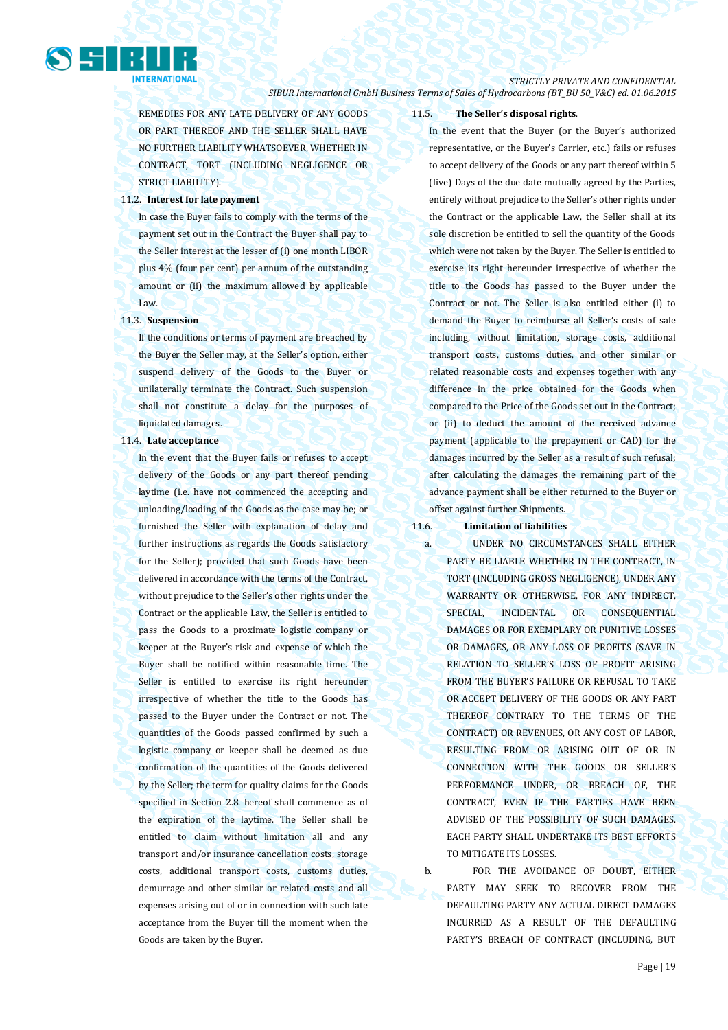REMEDIES FOR ANY LATE DELIVERY OF ANY GOODS OR PART THEREOF AND THE SELLER SHALL HAVE NO FURTHER LIABILITY WHATSOEVER, WHETHER IN CONTRACT, TORT (INCLUDING NEGLIGENCE OR STRICT LIABILITY).

11.2. **Interest for late payment**

In case the Buyer fails to comply with the terms of the payment set out in the Contract the Buyer shall pay to the Seller interest at the lesser of (i) one month LIBOR plus 4% (four per cent) per annum of the outstanding amount or (ii) the maximum allowed by applicable Law.

11.3. **Suspension**

If the conditions or terms of payment are breached by the Buyer the Seller may, at the Seller's option, either suspend delivery of the Goods to the Buyer or unilaterally terminate the Contract. Such suspension shall not constitute a delay for the purposes of liquidated damages.

11.4. **Late acceptance**

In the event that the Buyer fails or refuses to accept delivery of the Goods or any part thereof pending laytime (i.e. have not commenced the accepting and unloading/loading of the Goods as the case may be; or furnished the Seller with explanation of delay and further instructions as regards the Goods satisfactory for the Seller); provided that such Goods have been delivered in accordance with the terms of the Contract, without prejudice to the Seller's other rights under the Contract or the applicable Law, the Seller is entitled to pass the Goods to a proximate logistic company or keeper at the Buyer's risk and expense of which the Buyer shall be notified within reasonable time. The Seller is entitled to exercise its right hereunder irrespective of whether the title to the Goods has passed to the Buyer under the Contract or not. The quantities of the Goods passed confirmed by such a logistic company or keeper shall be deemed as due confirmation of the quantities of the Goods delivered by the Seller; the term for quality claims for the Goods specified in Section 2.8. hereof shall commence as of the expiration of the laytime. The Seller shall be entitled to claim without limitation all and any transport and/or insurance cancellation costs, storage costs, additional transport costs, customs duties, demurrage and other similar or related costs and all expenses arising out of or in connection with such late acceptance from the Buyer till the moment when the Goods are taken by the Buyer.

11.5. **The Seller's disposal rights**.

In the event that the Buyer (or the Buyer's authorized representative, or the Buyer's Carrier, etc.) fails or refuses to accept delivery of the Goods or any part thereof within 5 (five) Days of the due date mutually agreed by the Parties, entirely without prejudice to the Seller's other rights under the Contract or the applicable Law, the Seller shall at its sole discretion be entitled to sell the quantity of the Goods which were not taken by the Buyer. The Seller is entitled to exercise its right hereunder irrespective of whether the title to the Goods has passed to the Buyer under the Contract or not. The Seller is also entitled either (i) to demand the Buyer to reimburse all Seller's costs of sale including, without limitation, storage costs, additional transport costs, customs duties, and other similar or related reasonable costs and expenses together with any difference in the price obtained for the Goods when compared to the Price of the Goods set out in the Contract; or (ii) to deduct the amount of the received advance payment (applicable to the prepayment or CAD) for the damages incurred by the Seller as a result of such refusal; after calculating the damages the remaining part of the advance payment shall be either returned to the Buyer or offset against further Shipments.

11.6. **Limitation of liabilities**

a. UNDER NO CIRCUMSTANCES SHALL EITHER PARTY BE LIABLE WHETHER IN THE CONTRACT, IN TORT (INCLUDING GROSS NEGLIGENCE), UNDER ANY WARRANTY OR OTHERWISE, FOR ANY INDIRECT, SPECIAL, INCIDENTAL OR CONSEQUENTIAL DAMAGES OR FOR EXEMPLARY OR PUNITIVE LOSSES OR DAMAGES, OR ANY LOSS OF PROFITS (SAVE IN RELATION TO SELLER'S LOSS OF PROFIT ARISING FROM THE BUYER'S FAILURE OR REFUSAL TO TAKE OR ACCEPT DELIVERY OF THE GOODS OR ANY PART THEREOF CONTRARY TO THE TERMS OF THE CONTRACT) OR REVENUES, OR ANY COST OF LABOR, RESULTING FROM OR ARISING OUT OF OR IN CONNECTION WITH THE GOODS OR SELLER'S PERFORMANCE UNDER, OR BREACH OF, THE CONTRACT, EVEN IF THE PARTIES HAVE BEEN ADVISED OF THE POSSIBILITY OF SUCH DAMAGES. EACH PARTY SHALL UNDERTAKE ITS BEST EFFORTS TO MITIGATE ITS LOSSES.

b. FOR THE AVOIDANCE OF DOUBT, EITHER PARTY MAY SEEK TO RECOVER FROM THE DEFAULTING PARTY ANY ACTUAL DIRECT DAMAGES INCURRED AS A RESULT OF THE DEFAULTING PARTY'S BREACH OF CONTRACT (INCLUDING, BUT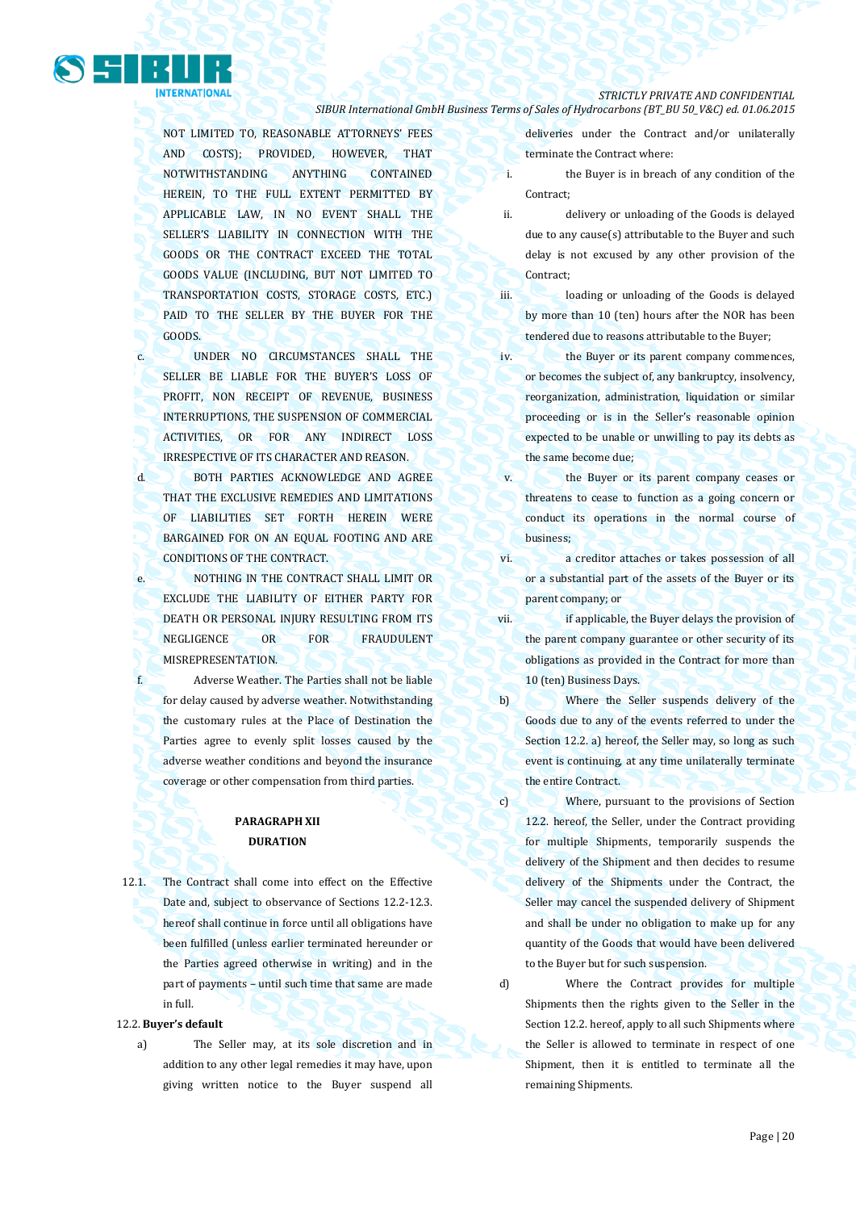NOT LIMITED TO, REASONABLE ATTORNEYS' FEES AND COSTS); PROVIDED, HOWEVER, THAT NOTWITHSTANDING ANYTHING CONTAINED HEREIN, TO THE FULL EXTENT PERMITTED BY APPLICABLE LAW, IN NO EVENT SHALL THE SELLER'S LIABILITY IN CONNECTION WITH THE GOODS OR THE CONTRACT EXCEED THE TOTAL GOODS VALUE (INCLUDING, BUT NOT LIMITED TO TRANSPORTATION COSTS, STORAGE COSTS, ETC.) PAID TO THE SELLER BY THE BUYER FOR THE GOODS.

c. UNDER NO CIRCUMSTANCES SHALL THE SELLER BE LIABLE FOR THE BUYER'S LOSS OF PROFIT, NON RECEIPT OF REVENUE, BUSINESS INTERRUPTIONS, THE SUSPENSION OF COMMERCIAL ACTIVITIES, OR FOR ANY INDIRECT LOSS IRRESPECTIVE OF ITS CHARACTER AND REASON.

d. BOTH PARTIES ACKNOWLEDGE AND AGREE THAT THE EXCLUSIVE REMEDIES AND LIMITATIONS OF LIABILITIES SET FORTH HEREIN WERE BARGAINED FOR ON AN EQUAL FOOTING AND ARE CONDITIONS OF THE CONTRACT.

e. NOTHING IN THE CONTRACT SHALL LIMIT OR EXCLUDE THE LIABILITY OF EITHER PARTY FOR DEATH OR PERSONAL INJURY RESULTING FROM ITS NEGLIGENCE OR FOR FRAUDULENT MISREPRESENTATION.

f. Adverse Weather. The Parties shall not be liable for delay caused by adverse weather. Notwithstanding the customary rules at the Place of Destination the Parties agree to evenly split losses caused by the adverse weather conditions and beyond the insurance coverage or other compensation from third parties.

## PARAGRAPH XII
## DURATION

12.1. The Contract shall come into effect on the Effective Date and, subject to observance of Sections 12.2-12.3. hereof shall continue in force until all obligations have been fulfilled (unless earlier terminated hereunder or the Parties agreed otherwise in writing) and in the part of payments – until such time that same are made in full.

12.2. **Buyer's default**

a) The Seller may, at its sole discretion and in addition to any other legal remedies it may have, upon giving written notice to the Buyer suspend all deliveries under the Contract and/or unilaterally terminate the Contract where:

i. the Buyer is in breach of any condition of the Contract;

ii. delivery or unloading of the Goods is delayed due to any cause(s) attributable to the Buyer and such delay is not excused by any other provision of the Contract;

iii. loading or unloading of the Goods is delayed by more than 10 (ten) hours after the NOR has been tendered due to reasons attributable to the Buyer;

iv. the Buyer or its parent company commences, or becomes the subject of, any bankruptcy, insolvency, reorganization, administration, liquidation or similar proceeding or is in the Seller's reasonable opinion expected to be unable or unwilling to pay its debts as the same become due;

v. the Buyer or its parent company ceases or threatens to cease to function as a going concern or conduct its operations in the normal course of business;

vi. a creditor attaches or takes possession of all or a substantial part of the assets of the Buyer or its parent company; or

vii. if applicable, the Buyer delays the provision of the parent company guarantee or other security of its obligations as provided in the Contract for more than 10 (ten) Business Days.

b) Where the Seller suspends delivery of the Goods due to any of the events referred to under the Section 12.2. a) hereof, the Seller may, so long as such event is continuing, at any time unilaterally terminate the entire Contract.

c) Where, pursuant to the provisions of Section 12.2. hereof, the Seller, under the Contract providing for multiple Shipments, temporarily suspends the delivery of the Shipment and then decides to resume delivery of the Shipments under the Contract, the Seller may cancel the suspended delivery of Shipment and shall be under no obligation to make up for any quantity of the Goods that would have been delivered to the Buyer but for such suspension.

d) Where the Contract provides for multiple Shipments then the rights given to the Seller in the Section 12.2. hereof, apply to all such Shipments where the Seller is allowed to terminate in respect of one Shipment, then it is entitled to terminate all the remaining Shipments.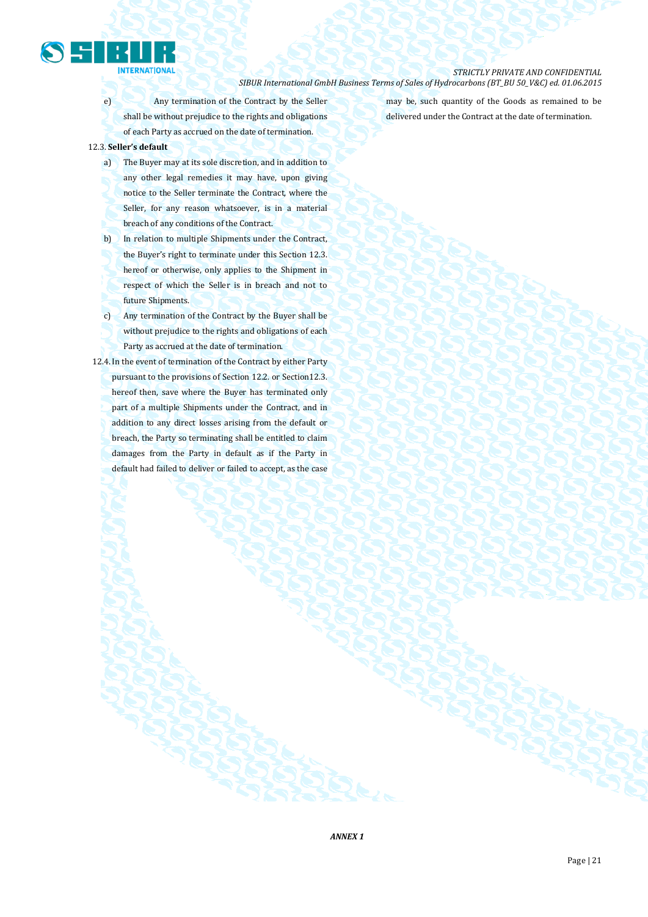e) Any termination of the Contract by the Seller shall be without prejudice to the rights and obligations of each Party as accrued on the date of termination.

12.3. **Seller's default**

a) The Buyer may at its sole discretion, and in addition to any other legal remedies it may have, upon giving notice to the Seller terminate the Contract, where the Seller, for any reason whatsoever, is in a material breach of any conditions of the Contract.

b) In relation to multiple Shipments under the Contract, the Buyer's right to terminate under this Section 12.3. hereof or otherwise, only applies to the Shipment in respect of which the Seller is in breach and not to future Shipments.

c) Any termination of the Contract by the Buyer shall be without prejudice to the rights and obligations of each Party as accrued at the date of termination.

12.4. In the event of termination of the Contract by either Party pursuant to the provisions of Section 12.2. or Section12.3. hereof then, save where the Buyer has terminated only part of a multiple Shipments under the Contract, and in addition to any direct losses arising from the default or breach, the Party so terminating shall be entitled to claim damages from the Party in default as if the Party in default had failed to deliver or failed to accept, as the case may be, such quantity of the Goods as remained to be delivered under the Contract at the date of termination.

***ANNEX 1***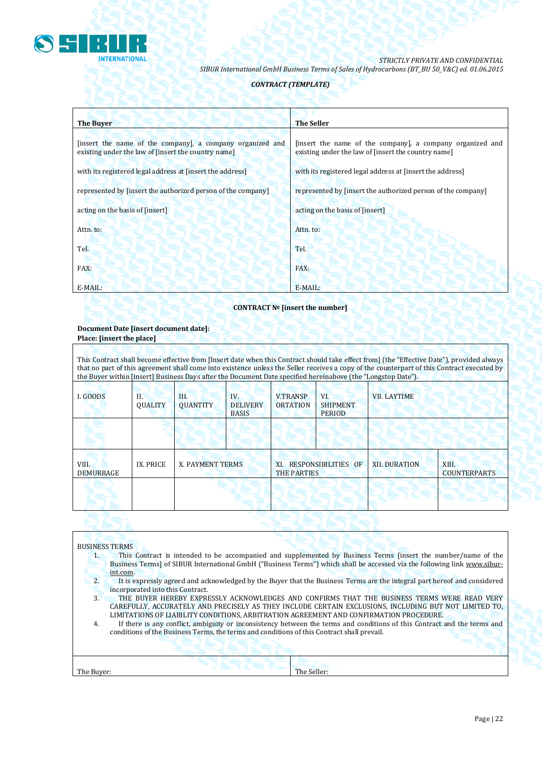*STRICTLY PRIVATE AND CONFIDENTIAL*
*SIBUR International GmbH Business Terms of Sales of Hydrocarbons (BT_BU 50_V&C) ed. 01.06.2015*

***CONTRACT (TEMPLATE)***

| **The Buyer** | **The Seller** |
|---|---|
| [insert the name of the company], a company organized and existing under the law of [insert the country name] | [insert the name of the company], a company organized and existing under the law of [insert the country name] |
| with its registered legal address at [insert the address] | with its registered legal address at [insert the address] |
| represented by [insert the authorized person of the company] | represented by [insert the authorized person of the company] |
| acting on the basis of [insert] | acting on the basis of [insert] |
| Attn. to: | Attn. to: |
| Tel. | Tel. |
| FAX: | FAX: |
| E-MAIL: | E-MAIL: |

**CONTRACT № [insert the number]**

**Document Date [insert document date]:**
**Place: [insert the place]**

This Contract shall become effective from [Insert date when this Contract should take effect from] (the "Effective Date"), provided always that no part of this agreement shall come into existence unless the Seller receives a copy of the counterpart of this Contract executed by the Buyer within [insert] Business Days after the Document Date specified hereinabove (the "Longstop Date").

| I. GOODS | II. QUALITY | III. QUANTITY | IV. DELIVERY BASIS | V.TRANSPORTATION | VI. SHIPMENT PERIOD | VII. LAYTIME |
|---|---|---|---|---|---|---|
| | | | | | | |

| VIII. DEMURRAGE | IX. PRICE | X. PAYMENT TERMS | XI. RESPONSIBILITIES OF THE PARTIES | XII. DURATION | XIII. COUNTERPARTS |
|---|---|---|---|---|---|
| | | | | | |

BUSINESS TERMS

1. This Contract is intended to be accompanied and supplemented by Business Terms [insert the number/name of the Business Terms] of SIBUR International GmbH ("Business Terms") which shall be accessed via the following link www.sibur-int.com.
2. It is expressly agreed and acknowledged by the Buyer that the Business Terms are the integral part hereof and considered incorporated into this Contract.
3. THE BUYER HEREBY EXPRESSLY ACKNOWLEDGES AND CONFIRMS THAT THE BUSINESS TERMS WERE READ VERY CAREFULLY, ACCURATELY AND PRECISELY AS THEY INCLUDE CERTAIN EXCLUSIONS, INCLUDING BUT NOT LIMITED TO, LIMITATIONS OF LIABILITY CONDITIONS, ARBITRATION AGREEMENT AND CONFIRMATION PROCEDURE.
4. If there is any conflict, ambiguity or inconsistency between the terms and conditions of this Contract and the terms and conditions of the Business Terms, the terms and conditions of this Contract shall prevail.

| The Buyer: | The Seller: |
|---|---|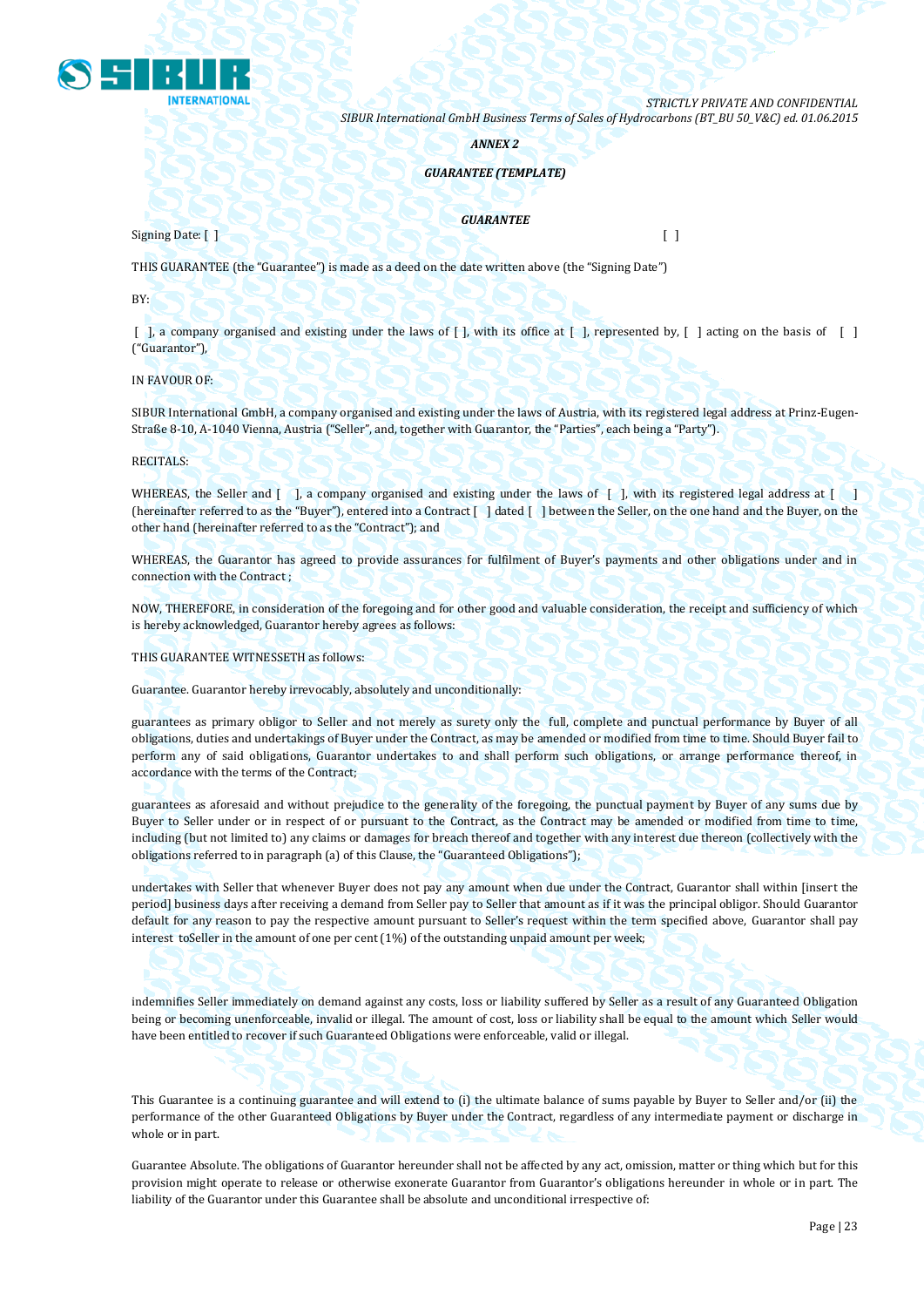*ANNEX 2*

*GUARANTEE (TEMPLATE)*

*GUARANTEE*

Signing Date: [ ] [ ]

THIS GUARANTEE (the "Guarantee") is made as a deed on the date written above (the "Signing Date")

BY:

[ ], a company organised and existing under the laws of [ ], with its office at [ ], represented by, [ ] acting on the basis of [ ] ("Guarantor"),

IN FAVOUR OF:

SIBUR International GmbH, a company organised and existing under the laws of Austria, with its registered legal address at Prinz-Eugen-Straße 8-10, A-1040 Vienna, Austria ("Seller", and, together with Guarantor, the "Parties", each being a "Party").

RECITALS:

WHEREAS, the Seller and [ ], a company organised and existing under the laws of [ ], with its registered legal address at [ ] (hereinafter referred to as the "Buyer"), entered into a Contract [ ] dated [ ] between the Seller, on the one hand and the Buyer, on the other hand (hereinafter referred to as the "Contract"); and

WHEREAS, the Guarantor has agreed to provide assurances for fulfilment of Buyer's payments and other obligations under and in connection with the Contract ;

NOW, THEREFORE, in consideration of the foregoing and for other good and valuable consideration, the receipt and sufficiency of which is hereby acknowledged, Guarantor hereby agrees as follows:

THIS GUARANTEE WITNESSETH as follows:

Guarantee. Guarantor hereby irrevocably, absolutely and unconditionally:

guarantees as primary obligor to Seller and not merely as surety only the full, complete and punctual performance by Buyer of all obligations, duties and undertakings of Buyer under the Contract, as may be amended or modified from time to time. Should Buyer fail to perform any of said obligations, Guarantor undertakes to and shall perform such obligations, or arrange performance thereof, in accordance with the terms of the Contract;

guarantees as aforesaid and without prejudice to the generality of the foregoing, the punctual payment by Buyer of any sums due by Buyer to Seller under or in respect of or pursuant to the Contract, as the Contract may be amended or modified from time to time, including (but not limited to) any claims or damages for breach thereof and together with any interest due thereon (collectively with the obligations referred to in paragraph (a) of this Clause, the "Guaranteed Obligations");

undertakes with Seller that whenever Buyer does not pay any amount when due under the Contract, Guarantor shall within [insert the period] business days after receiving a demand from Seller pay to Seller that amount as if it was the principal obligor. Should Guarantor default for any reason to pay the respective amount pursuant to Seller's request within the term specified above, Guarantor shall pay interest toSeller in the amount of one per cent (1%) of the outstanding unpaid amount per week;

indemnifies Seller immediately on demand against any costs, loss or liability suffered by Seller as a result of any Guaranteed Obligation being or becoming unenforceable, invalid or illegal. The amount of cost, loss or liability shall be equal to the amount which Seller would have been entitled to recover if such Guaranteed Obligations were enforceable, valid or illegal.

This Guarantee is a continuing guarantee and will extend to (i) the ultimate balance of sums payable by Buyer to Seller and/or (ii) the performance of the other Guaranteed Obligations by Buyer under the Contract, regardless of any intermediate payment or discharge in whole or in part.

Guarantee Absolute. The obligations of Guarantor hereunder shall not be affected by any act, omission, matter or thing which but for this provision might operate to release or otherwise exonerate Guarantor from Guarantor's obligations hereunder in whole or in part. The liability of the Guarantor under this Guarantee shall be absolute and unconditional irrespective of: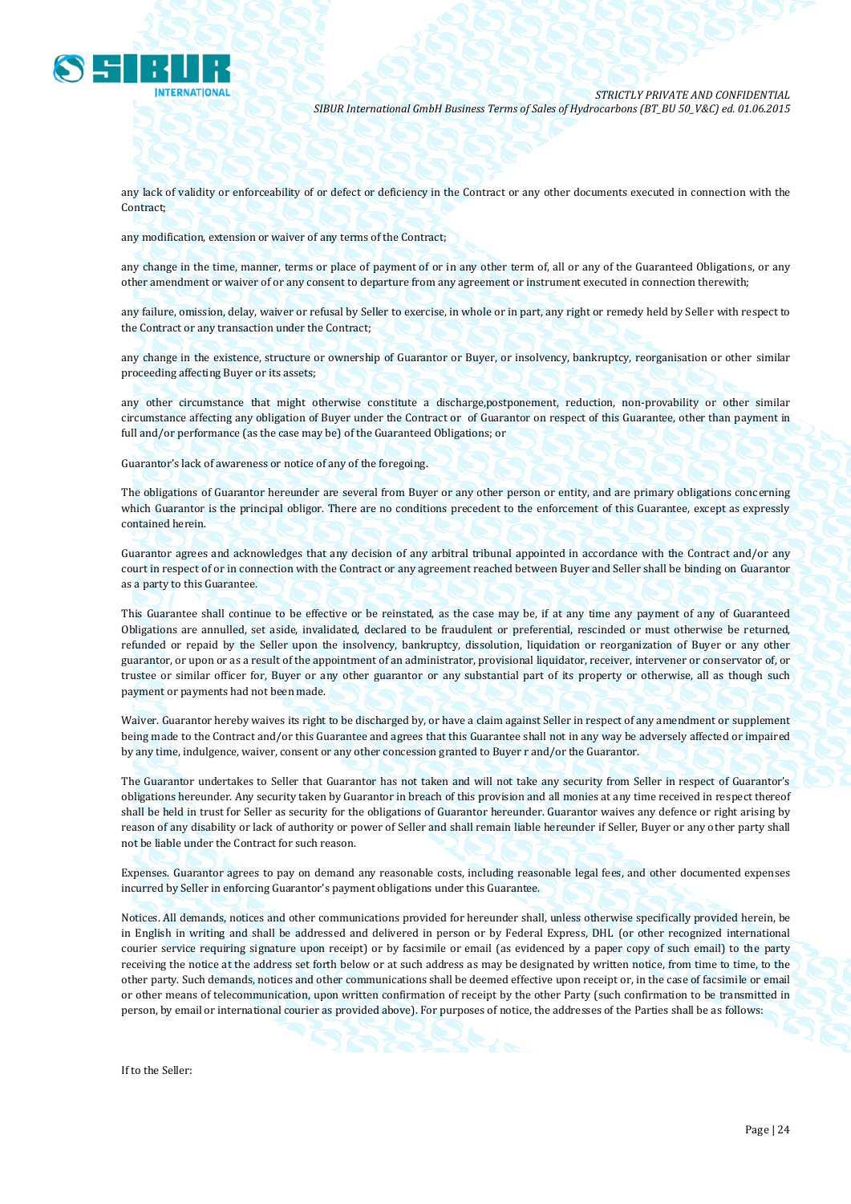any lack of validity or enforceability of or defect or deficiency in the Contract or any other documents executed in connection with the Contract;

any modification, extension or waiver of any terms of the Contract;

any change in the time, manner, terms or place of payment of or in any other term of, all or any of the Guaranteed Obligations, or any other amendment or waiver of or any consent to departure from any agreement or instrument executed in connection therewith;

any failure, omission, delay, waiver or refusal by Seller to exercise, in whole or in part, any right or remedy held by Seller with respect to the Contract or any transaction under the Contract;

any change in the existence, structure or ownership of Guarantor or Buyer, or insolvency, bankruptcy, reorganisation or other similar proceeding affecting Buyer or its assets;

any other circumstance that might otherwise constitute a discharge,postponement, reduction, non-provability or other similar circumstance affecting any obligation of Buyer under the Contract or of Guarantor on respect of this Guarantee, other than payment in full and/or performance (as the case may be) of the Guaranteed Obligations; or

Guarantor's lack of awareness or notice of any of the foregoing.

The obligations of Guarantor hereunder are several from Buyer or any other person or entity, and are primary obligations concerning which Guarantor is the principal obligor. There are no conditions precedent to the enforcement of this Guarantee, except as expressly contained herein.

Guarantor agrees and acknowledges that any decision of any arbitral tribunal appointed in accordance with the Contract and/or any court in respect of or in connection with the Contract or any agreement reached between Buyer and Seller shall be binding on Guarantor as a party to this Guarantee.

This Guarantee shall continue to be effective or be reinstated, as the case may be, if at any time any payment of any of Guaranteed Obligations are annulled, set aside, invalidated, declared to be fraudulent or preferential, rescinded or must otherwise be returned, refunded or repaid by the Seller upon the insolvency, bankruptcy, dissolution, liquidation or reorganization of Buyer or any other guarantor, or upon or as a result of the appointment of an administrator, provisional liquidator, receiver, intervener or conservator of, or trustee or similar officer for, Buyer or any other guarantor or any substantial part of its property or otherwise, all as though such payment or payments had not been made.

Waiver. Guarantor hereby waives its right to be discharged by, or have a claim against Seller in respect of any amendment or supplement being made to the Contract and/or this Guarantee and agrees that this Guarantee shall not in any way be adversely affected or impaired by any time, indulgence, waiver, consent or any other concession granted to Buyer r and/or the Guarantor.

The Guarantor undertakes to Seller that Guarantor has not taken and will not take any security from Seller in respect of Guarantor's obligations hereunder. Any security taken by Guarantor in breach of this provision and all monies at any time received in respect thereof shall be held in trust for Seller as security for the obligations of Guarantor hereunder. Guarantor waives any defence or right arising by reason of any disability or lack of authority or power of Seller and shall remain liable hereunder if Seller, Buyer or any other party shall not be liable under the Contract for such reason.

Expenses. Guarantor agrees to pay on demand any reasonable costs, including reasonable legal fees, and other documented expenses incurred by Seller in enforcing Guarantor's payment obligations under this Guarantee.

Notices. All demands, notices and other communications provided for hereunder shall, unless otherwise specifically provided herein, be in English in writing and shall be addressed and delivered in person or by Federal Express, DHL (or other recognized international courier service requiring signature upon receipt) or by facsimile or email (as evidenced by a paper copy of such email) to the party receiving the notice at the address set forth below or at such address as may be designated by written notice, from time to time, to the other party. Such demands, notices and other communications shall be deemed effective upon receipt or, in the case of facsimile or email or other means of telecommunication, upon written confirmation of receipt by the other Party (such confirmation to be transmitted in person, by email or international courier as provided above). For purposes of notice, the addresses of the Parties shall be as follows:

If to the Seller: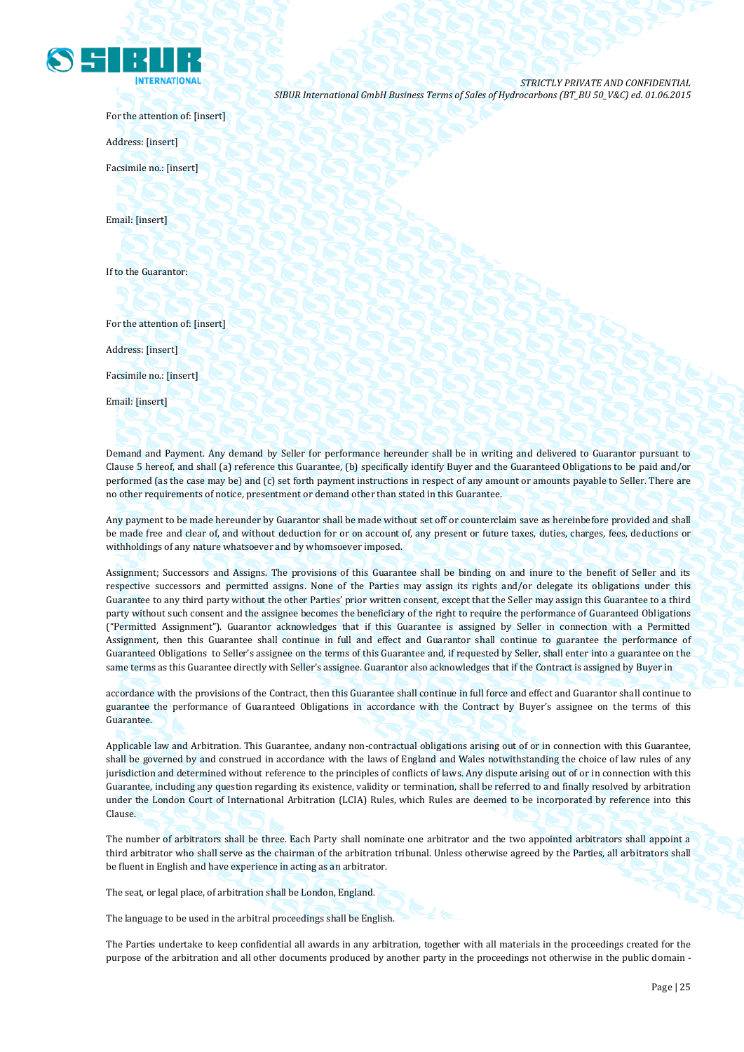For the attention of: [insert]

Address: [insert]

Facsimile no.: [insert]

Email: [insert]

If to the Guarantor:

For the attention of: [insert]

Address: [insert]

Facsimile no.: [insert]

Email: [insert]

Demand and Payment. Any demand by Seller for performance hereunder shall be in writing and delivered to Guarantor pursuant to Clause 5 hereof, and shall (a) reference this Guarantee, (b) specifically identify Buyer and the Guaranteed Obligations to be paid and/or performed (as the case may be) and (c) set forth payment instructions in respect of any amount or amounts payable to Seller. There are no other requirements of notice, presentment or demand other than stated in this Guarantee.

Any payment to be made hereunder by Guarantor shall be made without set off or counterclaim save as hereinbefore provided and shall be made free and clear of, and without deduction for or on account of, any present or future taxes, duties, charges, fees, deductions or withholdings of any nature whatsoever and by whomsoever imposed.

Assignment; Successors and Assigns. The provisions of this Guarantee shall be binding on and inure to the benefit of Seller and its respective successors and permitted assigns. None of the Parties may assign its rights and/or delegate its obligations under this Guarantee to any third party without the other Parties' prior written consent, except that the Seller may assign this Guarantee to a third party without such consent and the assignee becomes the beneficiary of the right to require the performance of Guaranteed Obligations ("Permitted Assignment"). Guarantor acknowledges that if this Guarantee is assigned by Seller in connection with a Permitted Assignment, then this Guarantee shall continue in full and effect and Guarantor shall continue to guarantee the performance of Guaranteed Obligations to Seller's assignee on the terms of this Guarantee and, if requested by Seller, shall enter into a guarantee on the same terms as this Guarantee directly with Seller's assignee. Guarantor also acknowledges that if the Contract is assigned by Buyer in accordance with the provisions of the Contract, then this Guarantee shall continue in full force and effect and Guarantor shall continue to guarantee the performance of Guaranteed Obligations in accordance with the Contract by Buyer's assignee on the terms of this Guarantee.

Applicable law and Arbitration. This Guarantee, andany non-contractual obligations arising out of or in connection with this Guarantee, shall be governed by and construed in accordance with the laws of England and Wales notwithstanding the choice of law rules of any jurisdiction and determined without reference to the principles of conflicts of laws. Any dispute arising out of or in connection with this Guarantee, including any question regarding its existence, validity or termination, shall be referred to and finally resolved by arbitration under the London Court of International Arbitration (LCIA) Rules, which Rules are deemed to be incorporated by reference into this Clause.

The number of arbitrators shall be three. Each Party shall nominate one arbitrator and the two appointed arbitrators shall appoint a third arbitrator who shall serve as the chairman of the arbitration tribunal. Unless otherwise agreed by the Parties, all arbitrators shall be fluent in English and have experience in acting as an arbitrator.

The seat, or legal place, of arbitration shall be London, England.

The language to be used in the arbitral proceedings shall be English.

The Parties undertake to keep confidential all awards in any arbitration, together with all materials in the proceedings created for the purpose of the arbitration and all other documents produced by another party in the proceedings not otherwise in the public domain -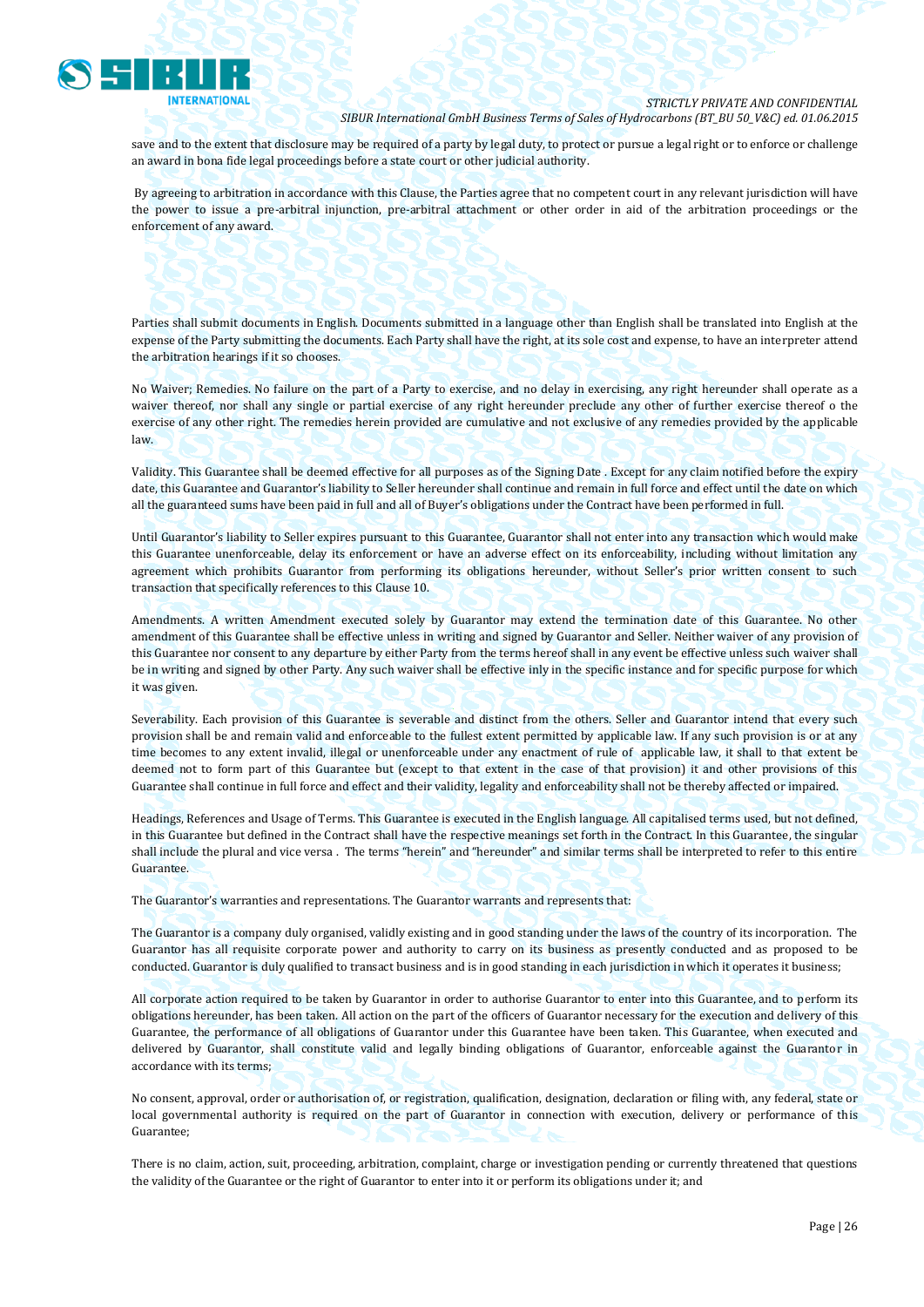save and to the extent that disclosure may be required of a party by legal duty, to protect or pursue a legal right or to enforce or challenge an award in bona fide legal proceedings before a state court or other judicial authority.

By agreeing to arbitration in accordance with this Clause, the Parties agree that no competent court in any relevant jurisdiction will have the power to issue a pre-arbitral injunction, pre-arbitral attachment or other order in aid of the arbitration proceedings or the enforcement of any award.

Parties shall submit documents in English. Documents submitted in a language other than English shall be translated into English at the expense of the Party submitting the documents. Each Party shall have the right, at its sole cost and expense, to have an interpreter attend the arbitration hearings if it so chooses.

No Waiver; Remedies. No failure on the part of a Party to exercise, and no delay in exercising, any right hereunder shall operate as a waiver thereof, nor shall any single or partial exercise of any right hereunder preclude any other of further exercise thereof o the exercise of any other right. The remedies herein provided are cumulative and not exclusive of any remedies provided by the applicable law.

Validity. This Guarantee shall be deemed effective for all purposes as of the Signing Date . Except for any claim notified before the expiry date, this Guarantee and Guarantor's liability to Seller hereunder shall continue and remain in full force and effect until the date on which all the guaranteed sums have been paid in full and all of Buyer's obligations under the Contract have been performed in full.

Until Guarantor's liability to Seller expires pursuant to this Guarantee, Guarantor shall not enter into any transaction which would make this Guarantee unenforceable, delay its enforcement or have an adverse effect on its enforceability, including without limitation any agreement which prohibits Guarantor from performing its obligations hereunder, without Seller's prior written consent to such transaction that specifically references to this Clause 10.

Amendments. A written Amendment executed solely by Guarantor may extend the termination date of this Guarantee. No other amendment of this Guarantee shall be effective unless in writing and signed by Guarantor and Seller. Neither waiver of any provision of this Guarantee nor consent to any departure by either Party from the terms hereof shall in any event be effective unless such waiver shall be in writing and signed by other Party. Any such waiver shall be effective inly in the specific instance and for specific purpose for which it was given.

Severability. Each provision of this Guarantee is severable and distinct from the others. Seller and Guarantor intend that every such provision shall be and remain valid and enforceable to the fullest extent permitted by applicable law. If any such provision is or at any time becomes to any extent invalid, illegal or unenforceable under any enactment of rule of applicable law, it shall to that extent be deemed not to form part of this Guarantee but (except to that extent in the case of that provision) it and other provisions of this Guarantee shall continue in full force and effect and their validity, legality and enforceability shall not be thereby affected or impaired.

Headings, References and Usage of Terms. This Guarantee is executed in the English language. All capitalised terms used, but not defined, in this Guarantee but defined in the Contract shall have the respective meanings set forth in the Contract. In this Guarantee, the singular shall include the plural and vice versa . The terms "herein" and "hereunder" and similar terms shall be interpreted to refer to this entire Guarantee.

The Guarantor's warranties and representations. The Guarantor warrants and represents that:

The Guarantor is a company duly organised, validly existing and in good standing under the laws of the country of its incorporation. The Guarantor has all requisite corporate power and authority to carry on its business as presently conducted and as proposed to be conducted. Guarantor is duly qualified to transact business and is in good standing in each jurisdiction in which it operates it business;

All corporate action required to be taken by Guarantor in order to authorise Guarantor to enter into this Guarantee, and to perform its obligations hereunder, has been taken. All action on the part of the officers of Guarantor necessary for the execution and delivery of this Guarantee, the performance of all obligations of Guarantor under this Guarantee have been taken. This Guarantee, when executed and delivered by Guarantor, shall constitute valid and legally binding obligations of Guarantor, enforceable against the Guarantor in accordance with its terms;

No consent, approval, order or authorisation of, or registration, qualification, designation, declaration or filing with, any federal, state or local governmental authority is required on the part of Guarantor in connection with execution, delivery or performance of this Guarantee;

There is no claim, action, suit, proceeding, arbitration, complaint, charge or investigation pending or currently threatened that questions the validity of the Guarantee or the right of Guarantor to enter into it or perform its obligations under it; and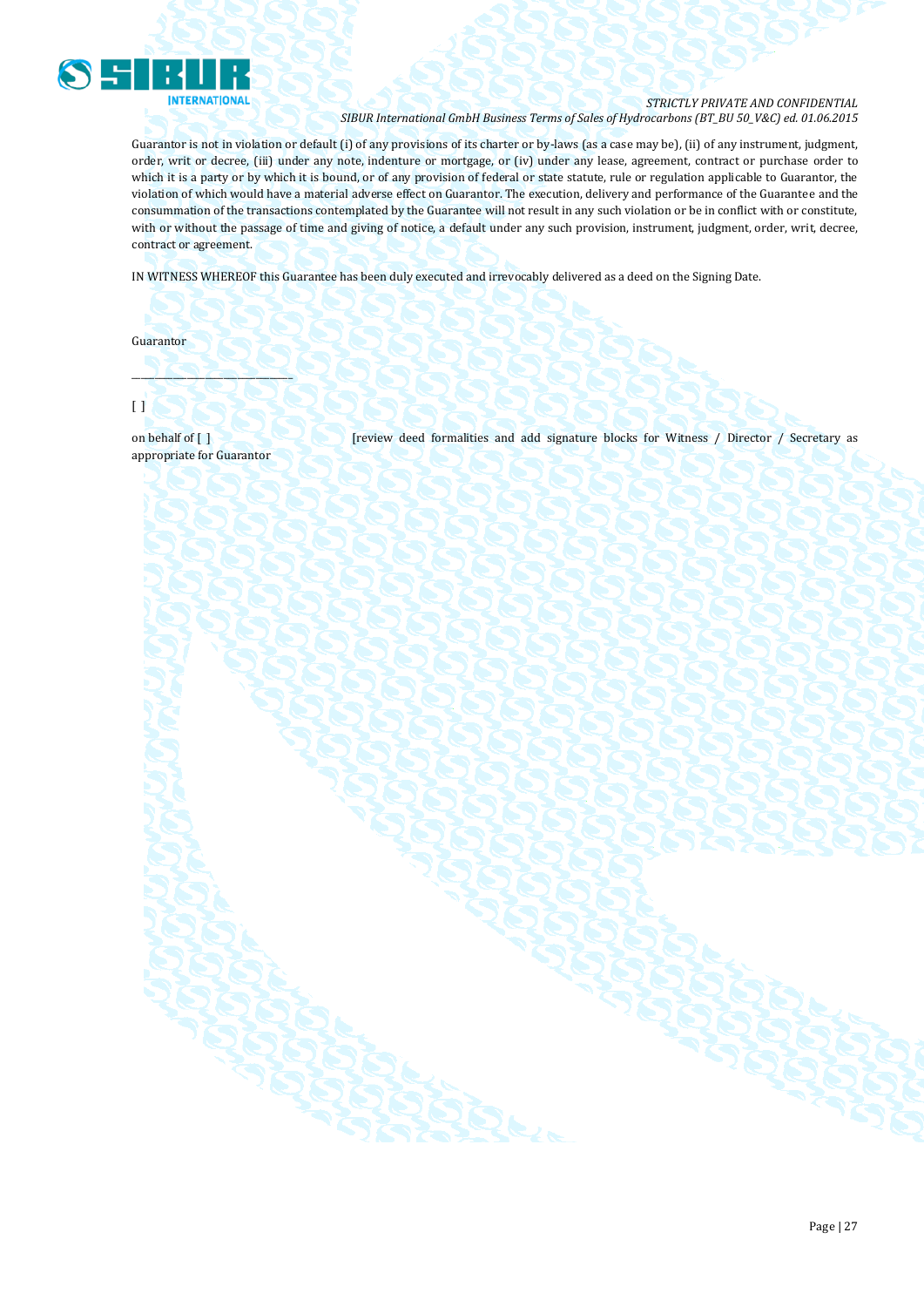Guarantor is not in violation or default (i) of any provisions of its charter or by-laws (as a case may be), (ii) of any instrument, judgment, order, writ or decree, (iii) under any note, indenture or mortgage, or (iv) under any lease, agreement, contract or purchase order to which it is a party or by which it is bound, or of any provision of federal or state statute, rule or regulation applicable to Guarantor, the violation of which would have a material adverse effect on Guarantor. The execution, delivery and performance of the Guarantee and the consummation of the transactions contemplated by the Guarantee will not result in any such violation or be in conflict with or constitute, with or without the passage of time and giving of notice, a default under any such provision, instrument, judgment, order, writ, decree, contract or agreement.

IN WITNESS WHEREOF this Guarantee has been duly executed and irrevocably delivered as a deed on the Signing Date.

Guarantor

______________________________

[ ]

on behalf of [ ] [review deed formalities and add signature blocks for Witness / Director / Secretary as appropriate for Guarantor